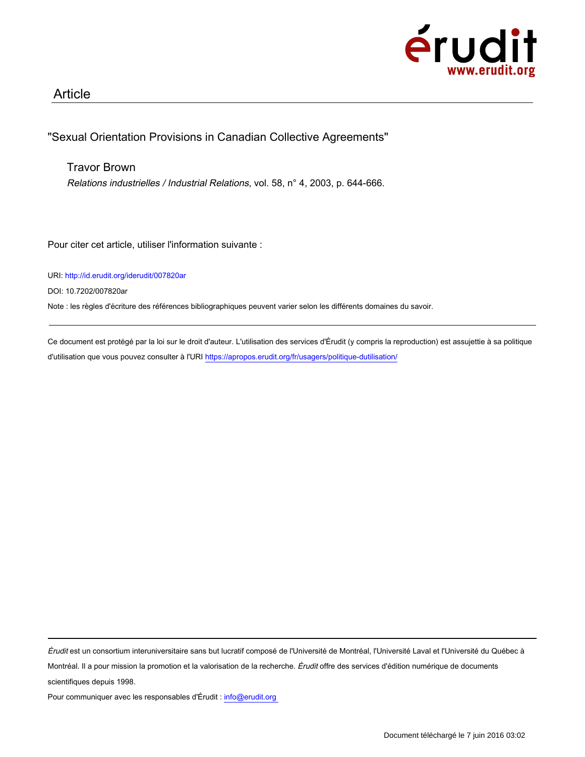Article

"Sexual Orientation Provisions in Canadian Collective Agreements"

Travor Brown

*Relations industrielles / Industrial Relations*, vol. 58, n° 4, 2003, p. 644-666.

Pour citer cet article, utiliser l'information suivante :

URI: http://id.erudit.org/iderudit/007820ar

DOI: 10.7202/007820ar

Note : les règles d'écriture des références bibliographiques peuvent varier selon les différents domaines du savoir.

---

Ce document est protégé par la loi sur le droit d'auteur. L'utilisation des services d'Érudit (y compris la reproduction) est assujettie à sa politique d'utilisation que vous pouvez consulter à l'URI https://apropos.erudit.org/fr/usagers/politique-dutilisation/

---

*Érudit* est un consortium interuniversitaire sans but lucratif composé de l'Université de Montréal, l'Université Laval et l'Université du Québec à Montréal. Il a pour mission la promotion et la valorisation de la recherche. *Érudit* offre des services d'édition numérique de documents scientifiques depuis 1998.

Pour communiquer avec les responsables d'Érudit : info@erudit.org

Document téléchargé le 7 juin 2016 03:02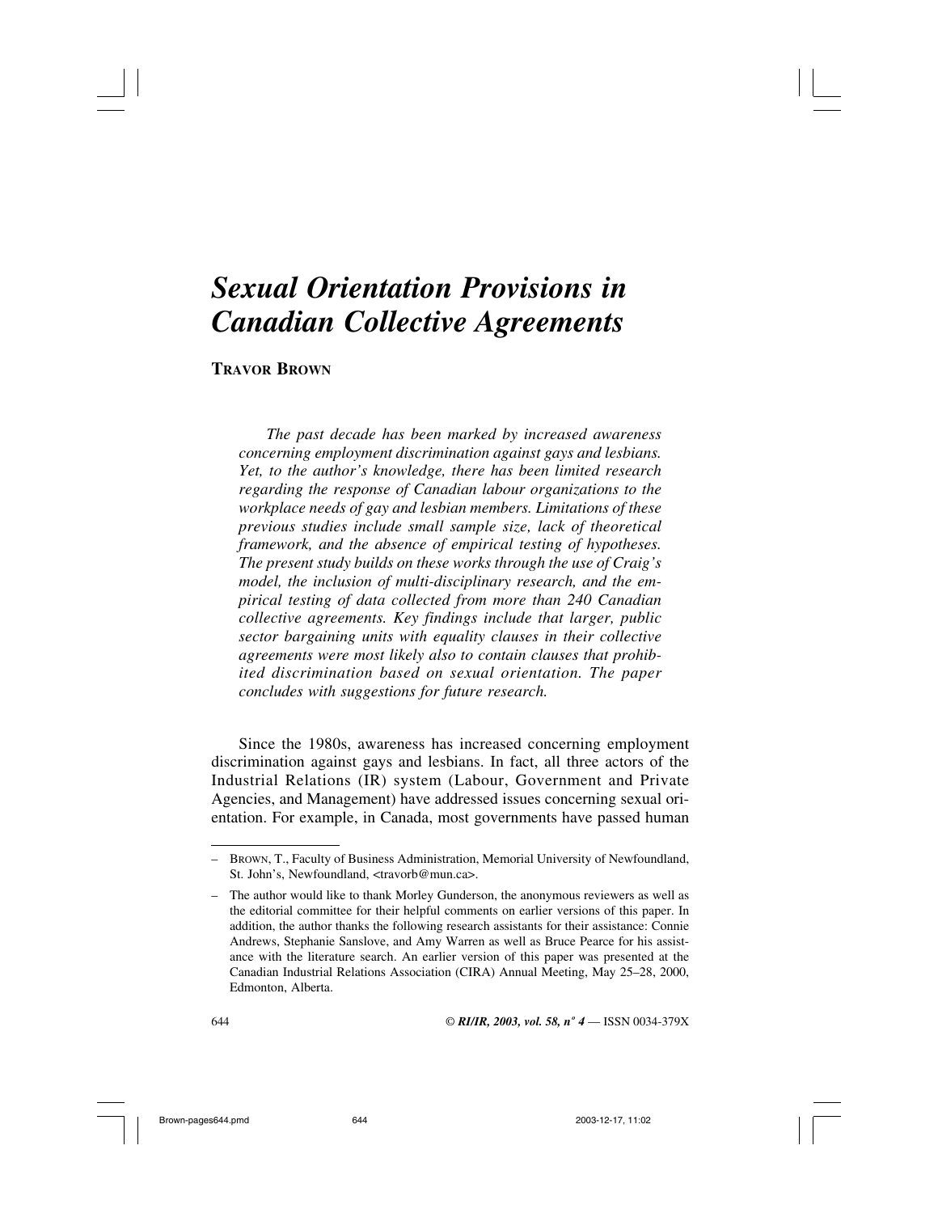# *Sexual Orientation Provisions in Canadian Collective Agreements*

**Travor Brown**

*The past decade has been marked by increased awareness concerning employment discrimination against gays and lesbians. Yet, to the author's knowledge, there has been limited research regarding the response of Canadian labour organizations to the workplace needs of gay and lesbian members. Limitations of these previous studies include small sample size, lack of theoretical framework, and the absence of empirical testing of hypotheses. The present study builds on these works through the use of Craig's model, the inclusion of multi-disciplinary research, and the empirical testing of data collected from more than 240 Canadian collective agreements. Key findings include that larger, public sector bargaining units with equality clauses in their collective agreements were most likely also to contain clauses that prohibited discrimination based on sexual orientation. The paper concludes with suggestions for future research.*

Since the 1980s, awareness has increased concerning employment discrimination against gays and lesbians. In fact, all three actors of the Industrial Relations (IR) system (Labour, Government and Private Agencies, and Management) have addressed issues concerning sexual orientation. For example, in Canada, most governments have passed human

---

– Brown, T., Faculty of Business Administration, Memorial University of Newfoundland, St. John's, Newfoundland, <travorb@mun.ca>.

– The author would like to thank Morley Gunderson, the anonymous reviewers as well as the editorial committee for their helpful comments on earlier versions of this paper. In addition, the author thanks the following research assistants for their assistance: Connie Andrews, Stephanie Sanslove, and Amy Warren as well as Bruce Pearce for his assistance with the literature search. An earlier version of this paper was presented at the Canadian Industrial Relations Association (CIRA) Annual Meeting, May 25–28, 2000, Edmonton, Alberta.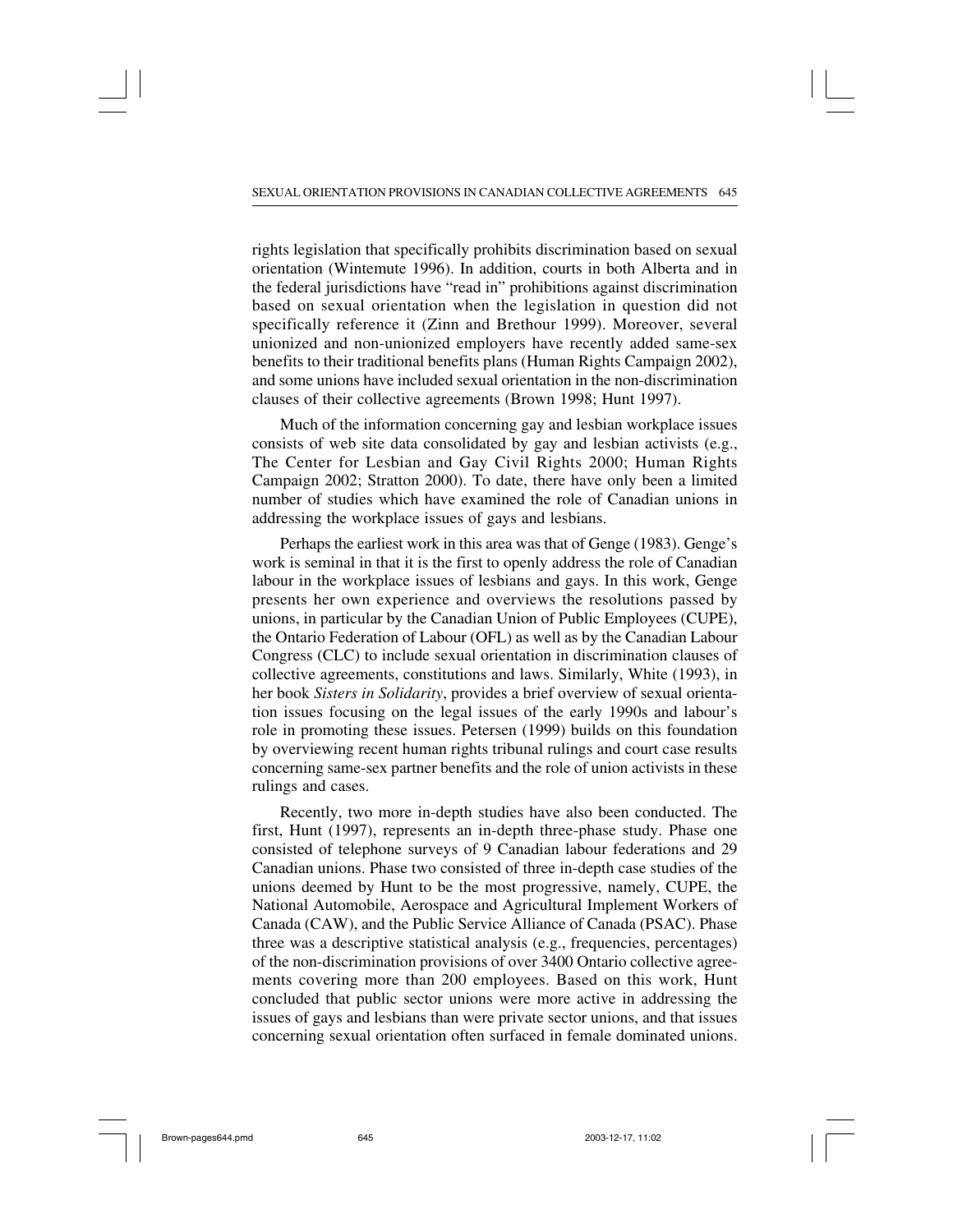rights legislation that specifically prohibits discrimination based on sexual orientation (Wintemute 1996). In addition, courts in both Alberta and in the federal jurisdictions have "read in" prohibitions against discrimination based on sexual orientation when the legislation in question did not specifically reference it (Zinn and Brethour 1999). Moreover, several unionized and non-unionized employers have recently added same-sex benefits to their traditional benefits plans (Human Rights Campaign 2002), and some unions have included sexual orientation in the non-discrimination clauses of their collective agreements (Brown 1998; Hunt 1997).

Much of the information concerning gay and lesbian workplace issues consists of web site data consolidated by gay and lesbian activists (e.g., The Center for Lesbian and Gay Civil Rights 2000; Human Rights Campaign 2002; Stratton 2000). To date, there have only been a limited number of studies which have examined the role of Canadian unions in addressing the workplace issues of gays and lesbians.

Perhaps the earliest work in this area was that of Genge (1983). Genge's work is seminal in that it is the first to openly address the role of Canadian labour in the workplace issues of lesbians and gays. In this work, Genge presents her own experience and overviews the resolutions passed by unions, in particular by the Canadian Union of Public Employees (CUPE), the Ontario Federation of Labour (OFL) as well as by the Canadian Labour Congress (CLC) to include sexual orientation in discrimination clauses of collective agreements, constitutions and laws. Similarly, White (1993), in her book *Sisters in Solidarity*, provides a brief overview of sexual orientation issues focusing on the legal issues of the early 1990s and labour's role in promoting these issues. Petersen (1999) builds on this foundation by overviewing recent human rights tribunal rulings and court case results concerning same-sex partner benefits and the role of union activists in these rulings and cases.

Recently, two more in-depth studies have also been conducted. The first, Hunt (1997), represents an in-depth three-phase study. Phase one consisted of telephone surveys of 9 Canadian labour federations and 29 Canadian unions. Phase two consisted of three in-depth case studies of the unions deemed by Hunt to be the most progressive, namely, CUPE, the National Automobile, Aerospace and Agricultural Implement Workers of Canada (CAW), and the Public Service Alliance of Canada (PSAC). Phase three was a descriptive statistical analysis (e.g., frequencies, percentages) of the non-discrimination provisions of over 3400 Ontario collective agreements covering more than 200 employees. Based on this work, Hunt concluded that public sector unions were more active in addressing the issues of gays and lesbians than were private sector unions, and that issues concerning sexual orientation often surfaced in female dominated unions.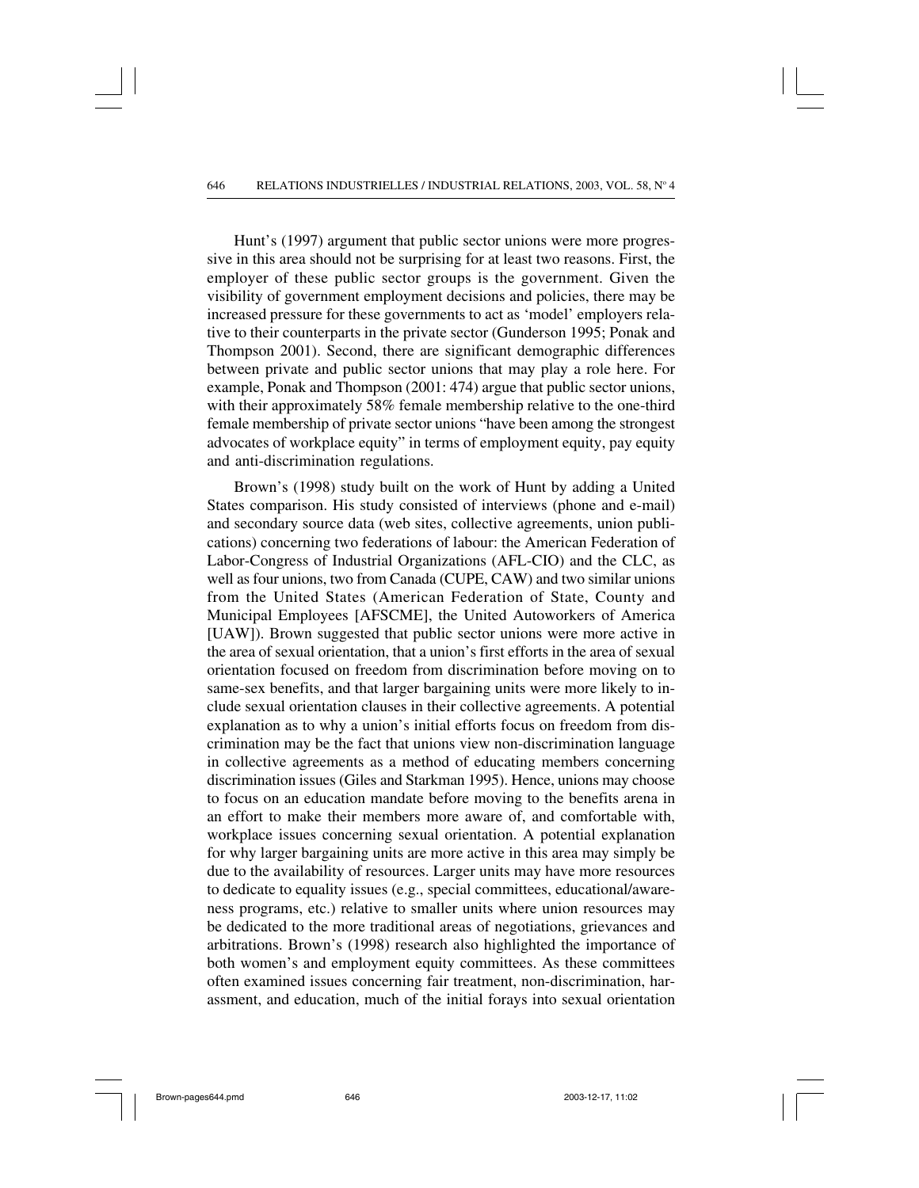Hunt's (1997) argument that public sector unions were more progressive in this area should not be surprising for at least two reasons. First, the employer of these public sector groups is the government. Given the visibility of government employment decisions and policies, there may be increased pressure for these governments to act as 'model' employers relative to their counterparts in the private sector (Gunderson 1995; Ponak and Thompson 2001). Second, there are significant demographic differences between private and public sector unions that may play a role here. For example, Ponak and Thompson (2001: 474) argue that public sector unions, with their approximately 58% female membership relative to the one-third female membership of private sector unions "have been among the strongest advocates of workplace equity" in terms of employment equity, pay equity and anti-discrimination regulations.

Brown's (1998) study built on the work of Hunt by adding a United States comparison. His study consisted of interviews (phone and e-mail) and secondary source data (web sites, collective agreements, union publications) concerning two federations of labour: the American Federation of Labor-Congress of Industrial Organizations (AFL-CIO) and the CLC, as well as four unions, two from Canada (CUPE, CAW) and two similar unions from the United States (American Federation of State, County and Municipal Employees [AFSCME], the United Autoworkers of America [UAW]). Brown suggested that public sector unions were more active in the area of sexual orientation, that a union's first efforts in the area of sexual orientation focused on freedom from discrimination before moving on to same-sex benefits, and that larger bargaining units were more likely to include sexual orientation clauses in their collective agreements. A potential explanation as to why a union's initial efforts focus on freedom from discrimination may be the fact that unions view non-discrimination language in collective agreements as a method of educating members concerning discrimination issues (Giles and Starkman 1995). Hence, unions may choose to focus on an education mandate before moving to the benefits arena in an effort to make their members more aware of, and comfortable with, workplace issues concerning sexual orientation. A potential explanation for why larger bargaining units are more active in this area may simply be due to the availability of resources. Larger units may have more resources to dedicate to equality issues (e.g., special committees, educational/awareness programs, etc.) relative to smaller units where union resources may be dedicated to the more traditional areas of negotiations, grievances and arbitrations. Brown's (1998) research also highlighted the importance of both women's and employment equity committees. As these committees often examined issues concerning fair treatment, non-discrimination, harassment, and education, much of the initial forays into sexual orientation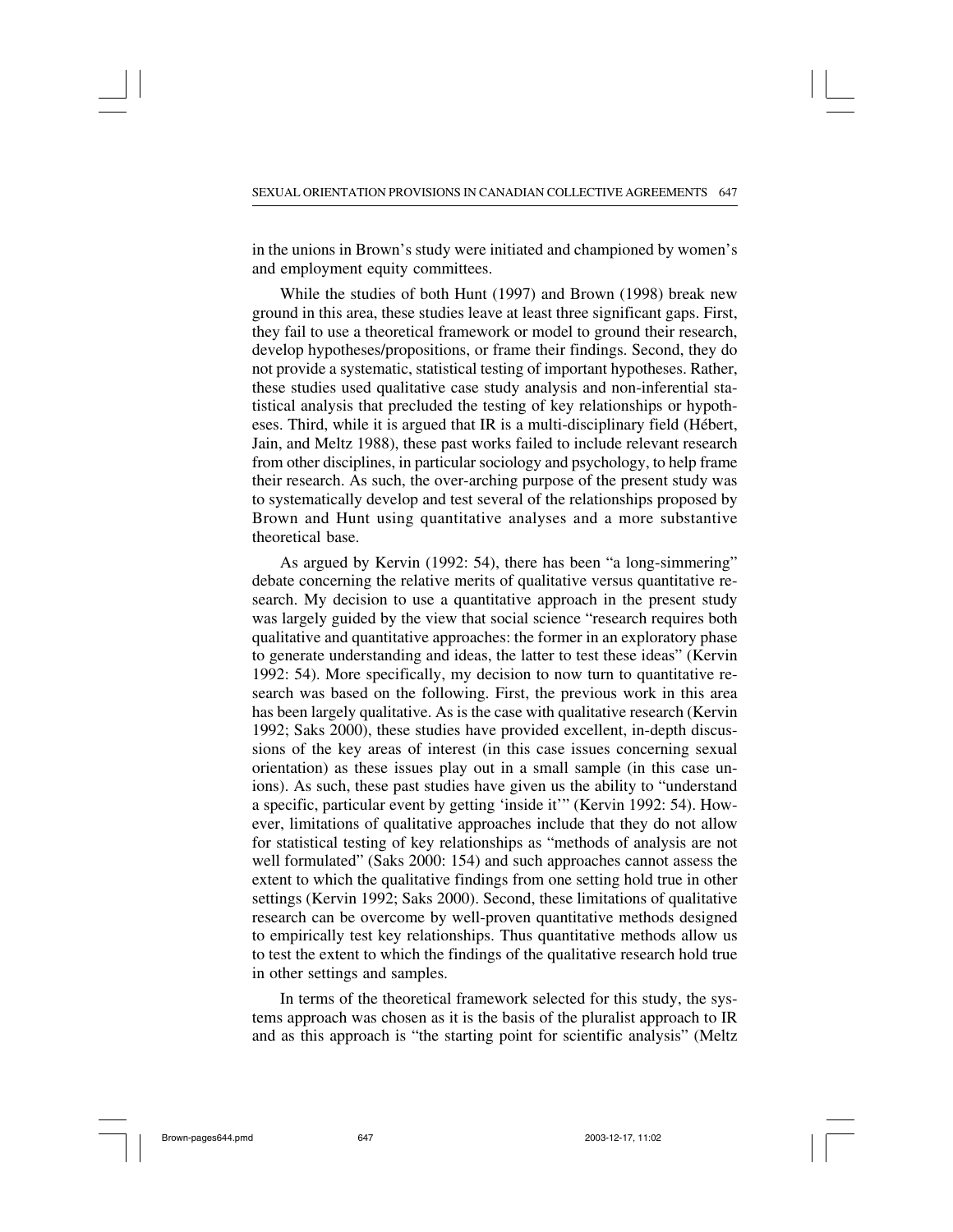in the unions in Brown's study were initiated and championed by women's and employment equity committees.

While the studies of both Hunt (1997) and Brown (1998) break new ground in this area, these studies leave at least three significant gaps. First, they fail to use a theoretical framework or model to ground their research, develop hypotheses/propositions, or frame their findings. Second, they do not provide a systematic, statistical testing of important hypotheses. Rather, these studies used qualitative case study analysis and non-inferential statistical analysis that precluded the testing of key relationships or hypotheses. Third, while it is argued that IR is a multi-disciplinary field (Hébert, Jain, and Meltz 1988), these past works failed to include relevant research from other disciplines, in particular sociology and psychology, to help frame their research. As such, the over-arching purpose of the present study was to systematically develop and test several of the relationships proposed by Brown and Hunt using quantitative analyses and a more substantive theoretical base.

As argued by Kervin (1992: 54), there has been "a long-simmering" debate concerning the relative merits of qualitative versus quantitative research. My decision to use a quantitative approach in the present study was largely guided by the view that social science "research requires both qualitative and quantitative approaches: the former in an exploratory phase to generate understanding and ideas, the latter to test these ideas" (Kervin 1992: 54). More specifically, my decision to now turn to quantitative research was based on the following. First, the previous work in this area has been largely qualitative. As is the case with qualitative research (Kervin 1992; Saks 2000), these studies have provided excellent, in-depth discussions of the key areas of interest (in this case issues concerning sexual orientation) as these issues play out in a small sample (in this case unions). As such, these past studies have given us the ability to "understand a specific, particular event by getting 'inside it'" (Kervin 1992: 54). However, limitations of qualitative approaches include that they do not allow for statistical testing of key relationships as "methods of analysis are not well formulated" (Saks 2000: 154) and such approaches cannot assess the extent to which the qualitative findings from one setting hold true in other settings (Kervin 1992; Saks 2000). Second, these limitations of qualitative research can be overcome by well-proven quantitative methods designed to empirically test key relationships. Thus quantitative methods allow us to test the extent to which the findings of the qualitative research hold true in other settings and samples.

In terms of the theoretical framework selected for this study, the systems approach was chosen as it is the basis of the pluralist approach to IR and as this approach is "the starting point for scientific analysis" (Meltz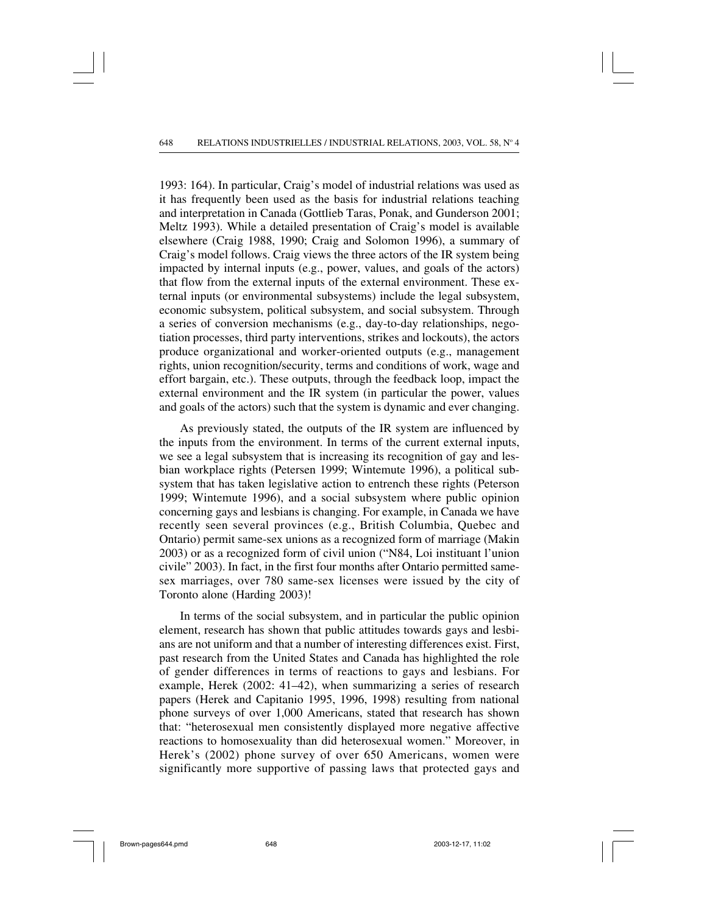1993: 164). In particular, Craig's model of industrial relations was used as it has frequently been used as the basis for industrial relations teaching and interpretation in Canada (Gottlieb Taras, Ponak, and Gunderson 2001; Meltz 1993). While a detailed presentation of Craig's model is available elsewhere (Craig 1988, 1990; Craig and Solomon 1996), a summary of Craig's model follows. Craig views the three actors of the IR system being impacted by internal inputs (e.g., power, values, and goals of the actors) that flow from the external inputs of the external environment. These external inputs (or environmental subsystems) include the legal subsystem, economic subsystem, political subsystem, and social subsystem. Through a series of conversion mechanisms (e.g., day-to-day relationships, negotiation processes, third party interventions, strikes and lockouts), the actors produce organizational and worker-oriented outputs (e.g., management rights, union recognition/security, terms and conditions of work, wage and effort bargain, etc.). These outputs, through the feedback loop, impact the external environment and the IR system (in particular the power, values and goals of the actors) such that the system is dynamic and ever changing.

As previously stated, the outputs of the IR system are influenced by the inputs from the environment. In terms of the current external inputs, we see a legal subsystem that is increasing its recognition of gay and lesbian workplace rights (Petersen 1999; Wintemute 1996), a political subsystem that has taken legislative action to entrench these rights (Peterson 1999; Wintemute 1996), and a social subsystem where public opinion concerning gays and lesbians is changing. For example, in Canada we have recently seen several provinces (e.g., British Columbia, Quebec and Ontario) permit same-sex unions as a recognized form of marriage (Makin 2003) or as a recognized form of civil union ("N84, Loi instituant l'union civile" 2003). In fact, in the first four months after Ontario permitted same-sex marriages, over 780 same-sex licenses were issued by the city of Toronto alone (Harding 2003)!

In terms of the social subsystem, and in particular the public opinion element, research has shown that public attitudes towards gays and lesbians are not uniform and that a number of interesting differences exist. First, past research from the United States and Canada has highlighted the role of gender differences in terms of reactions to gays and lesbians. For example, Herek (2002: 41–42), when summarizing a series of research papers (Herek and Capitanio 1995, 1996, 1998) resulting from national phone surveys of over 1,000 Americans, stated that research has shown that: "heterosexual men consistently displayed more negative affective reactions to homosexuality than did heterosexual women." Moreover, in Herek's (2002) phone survey of over 650 Americans, women were significantly more supportive of passing laws that protected gays and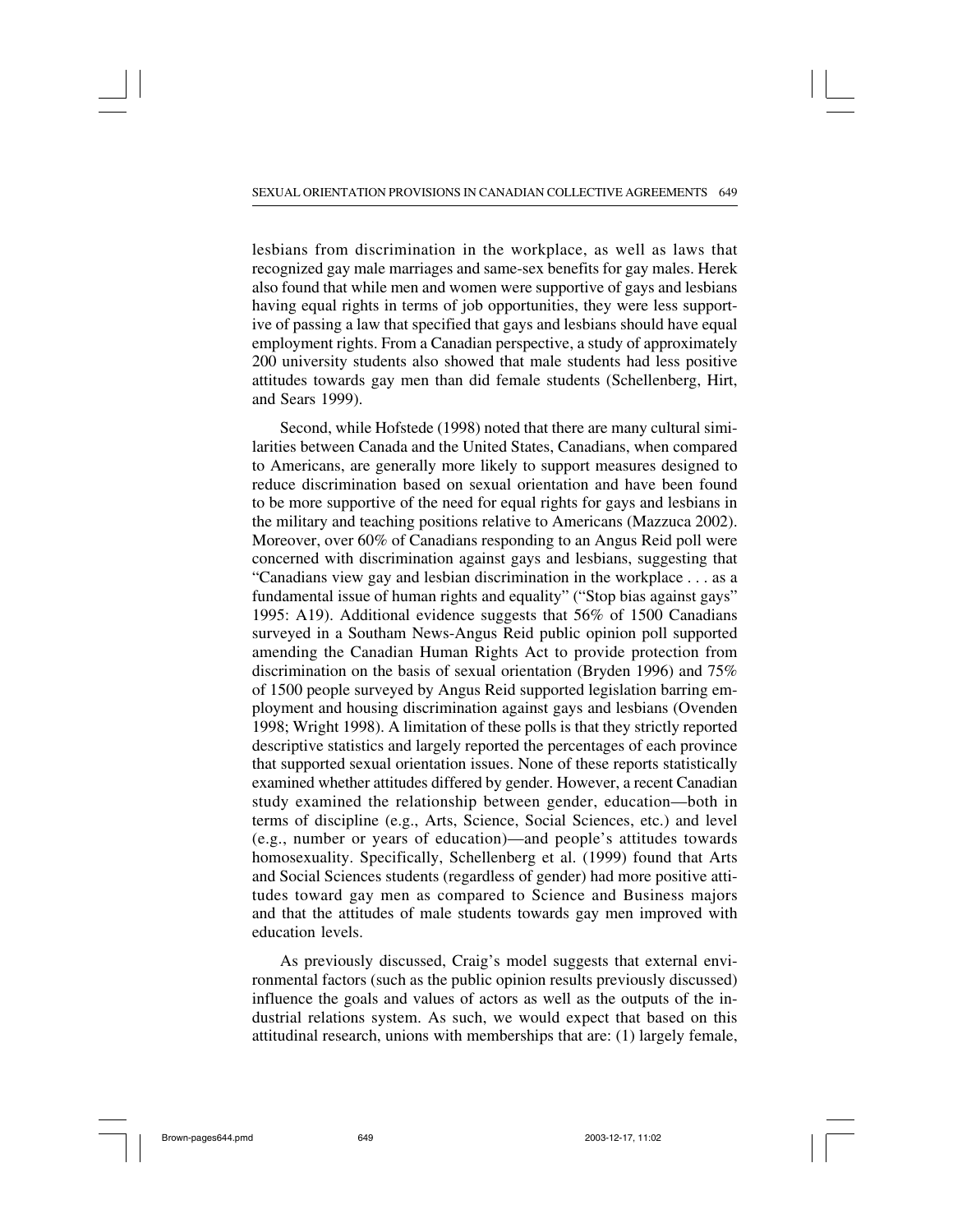lesbians from discrimination in the workplace, as well as laws that recognized gay male marriages and same-sex benefits for gay males. Herek also found that while men and women were supportive of gays and lesbians having equal rights in terms of job opportunities, they were less supportive of passing a law that specified that gays and lesbians should have equal employment rights. From a Canadian perspective, a study of approximately 200 university students also showed that male students had less positive attitudes towards gay men than did female students (Schellenberg, Hirt, and Sears 1999).

Second, while Hofstede (1998) noted that there are many cultural similarities between Canada and the United States, Canadians, when compared to Americans, are generally more likely to support measures designed to reduce discrimination based on sexual orientation and have been found to be more supportive of the need for equal rights for gays and lesbians in the military and teaching positions relative to Americans (Mazzuca 2002). Moreover, over 60% of Canadians responding to an Angus Reid poll were concerned with discrimination against gays and lesbians, suggesting that "Canadians view gay and lesbian discrimination in the workplace . . . as a fundamental issue of human rights and equality" ("Stop bias against gays" 1995: A19). Additional evidence suggests that 56% of 1500 Canadians surveyed in a Southam News-Angus Reid public opinion poll supported amending the Canadian Human Rights Act to provide protection from discrimination on the basis of sexual orientation (Bryden 1996) and 75% of 1500 people surveyed by Angus Reid supported legislation barring employment and housing discrimination against gays and lesbians (Ovenden 1998; Wright 1998). A limitation of these polls is that they strictly reported descriptive statistics and largely reported the percentages of each province that supported sexual orientation issues. None of these reports statistically examined whether attitudes differed by gender. However, a recent Canadian study examined the relationship between gender, education—both in terms of discipline (e.g., Arts, Science, Social Sciences, etc.) and level (e.g., number or years of education)—and people's attitudes towards homosexuality. Specifically, Schellenberg et al. (1999) found that Arts and Social Sciences students (regardless of gender) had more positive attitudes toward gay men as compared to Science and Business majors and that the attitudes of male students towards gay men improved with education levels.

As previously discussed, Craig's model suggests that external environmental factors (such as the public opinion results previously discussed) influence the goals and values of actors as well as the outputs of the industrial relations system. As such, we would expect that based on this attitudinal research, unions with memberships that are: (1) largely female,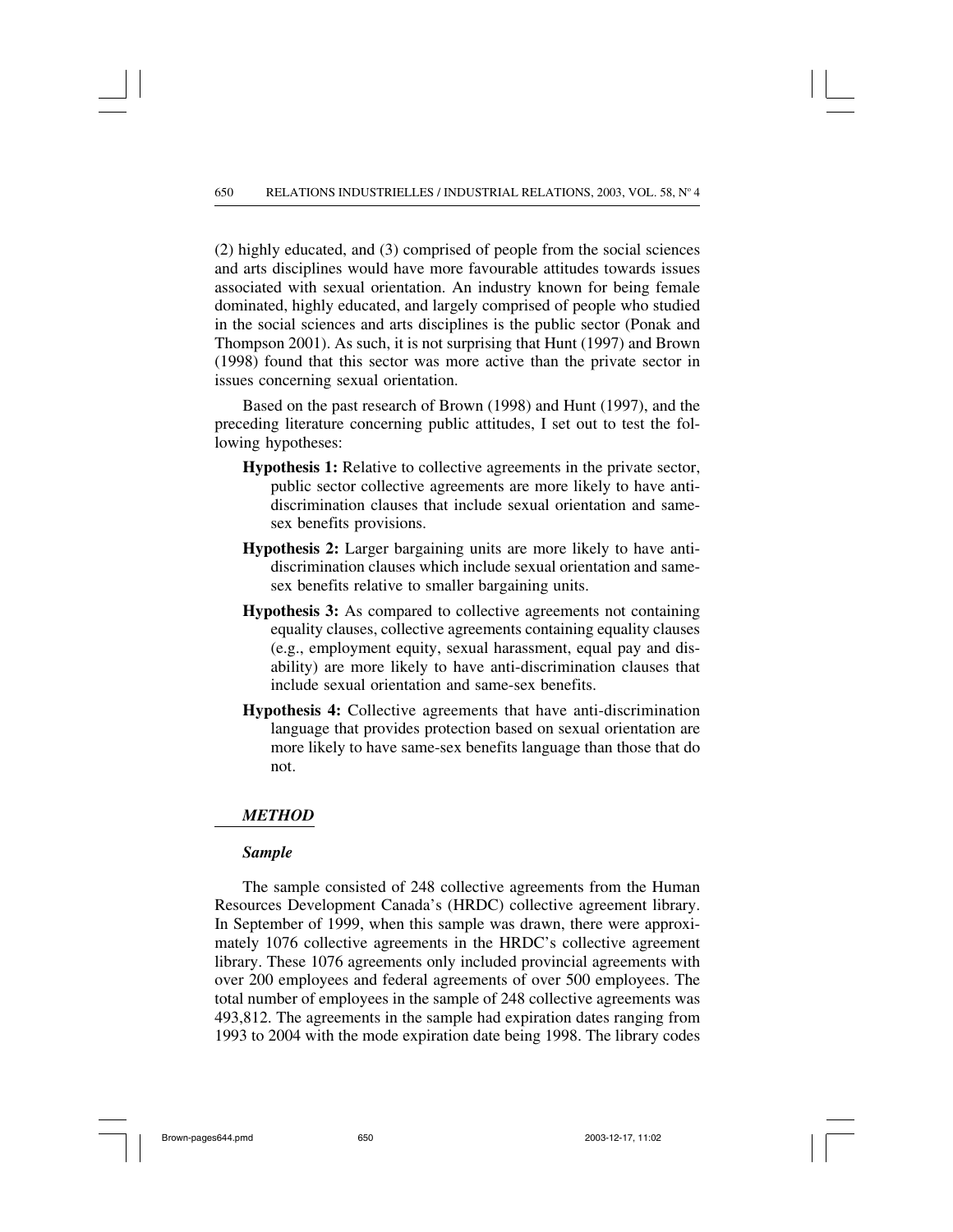(2) highly educated, and (3) comprised of people from the social sciences and arts disciplines would have more favourable attitudes towards issues associated with sexual orientation. An industry known for being female dominated, highly educated, and largely comprised of people who studied in the social sciences and arts disciplines is the public sector (Ponak and Thompson 2001). As such, it is not surprising that Hunt (1997) and Brown (1998) found that this sector was more active than the private sector in issues concerning sexual orientation.

Based on the past research of Brown (1998) and Hunt (1997), and the preceding literature concerning public attitudes, I set out to test the following hypotheses:

**Hypothesis 1:** Relative to collective agreements in the private sector, public sector collective agreements are more likely to have anti-discrimination clauses that include sexual orientation and same-sex benefits provisions.

**Hypothesis 2:** Larger bargaining units are more likely to have anti-discrimination clauses which include sexual orientation and same-sex benefits relative to smaller bargaining units.

**Hypothesis 3:** As compared to collective agreements not containing equality clauses, collective agreements containing equality clauses (e.g., employment equity, sexual harassment, equal pay and disability) are more likely to have anti-discrimination clauses that include sexual orientation and same-sex benefits.

**Hypothesis 4:** Collective agreements that have anti-discrimination language that provides protection based on sexual orientation are more likely to have same-sex benefits language than those that do not.

## *METHOD*

### *Sample*

The sample consisted of 248 collective agreements from the Human Resources Development Canada's (HRDC) collective agreement library. In September of 1999, when this sample was drawn, there were approximately 1076 collective agreements in the HRDC's collective agreement library. These 1076 agreements only included provincial agreements with over 200 employees and federal agreements of over 500 employees. The total number of employees in the sample of 248 collective agreements was 493,812. The agreements in the sample had expiration dates ranging from 1993 to 2004 with the mode expiration date being 1998. The library codes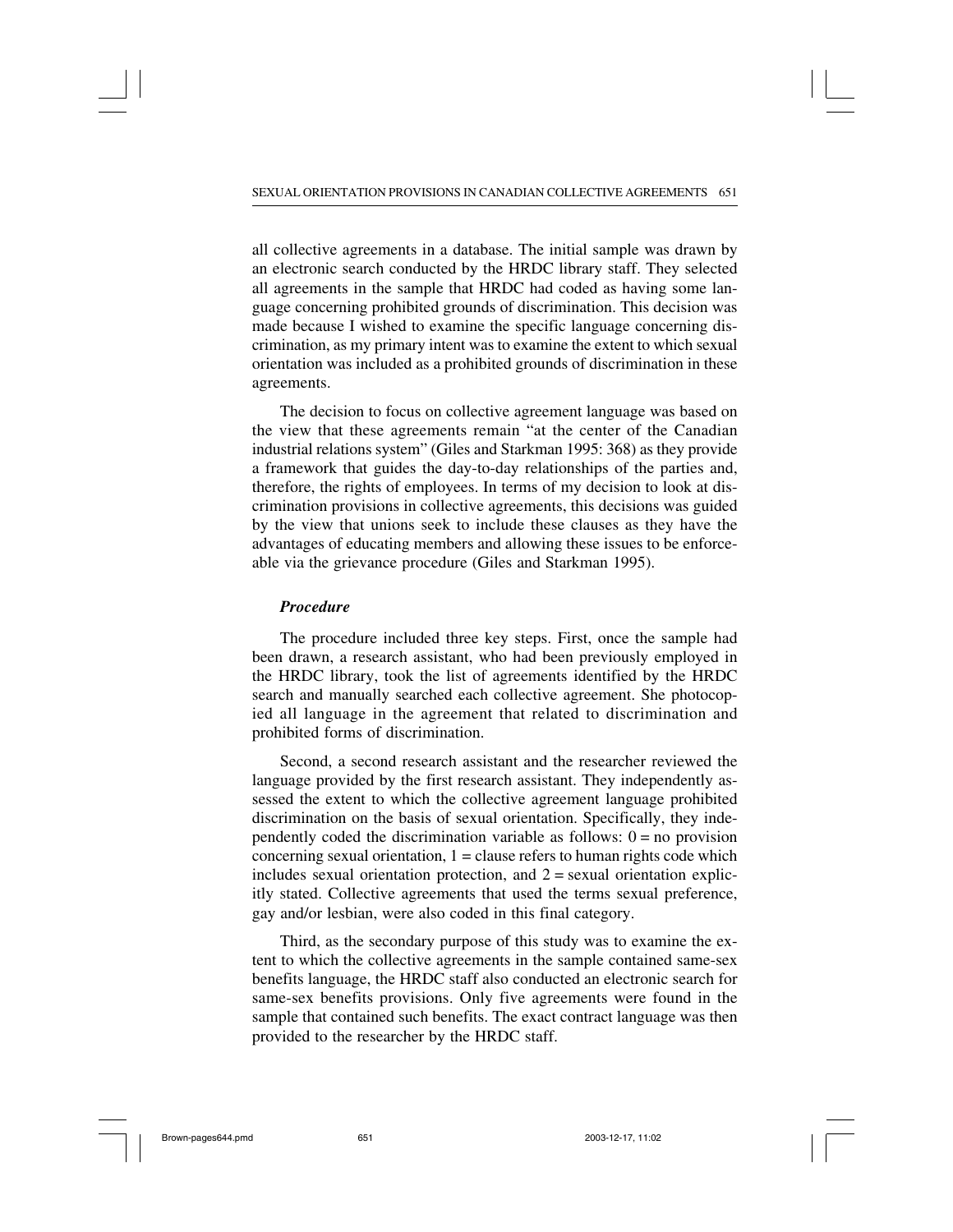all collective agreements in a database. The initial sample was drawn by an electronic search conducted by the HRDC library staff. They selected all agreements in the sample that HRDC had coded as having some language concerning prohibited grounds of discrimination. This decision was made because I wished to examine the specific language concerning discrimination, as my primary intent was to examine the extent to which sexual orientation was included as a prohibited grounds of discrimination in these agreements.

The decision to focus on collective agreement language was based on the view that these agreements remain "at the center of the Canadian industrial relations system" (Giles and Starkman 1995: 368) as they provide a framework that guides the day-to-day relationships of the parties and, therefore, the rights of employees. In terms of my decision to look at discrimination provisions in collective agreements, this decisions was guided by the view that unions seek to include these clauses as they have the advantages of educating members and allowing these issues to be enforceable via the grievance procedure (Giles and Starkman 1995).

### *Procedure*

The procedure included three key steps. First, once the sample had been drawn, a research assistant, who had been previously employed in the HRDC library, took the list of agreements identified by the HRDC search and manually searched each collective agreement. She photocopied all language in the agreement that related to discrimination and prohibited forms of discrimination.

Second, a second research assistant and the researcher reviewed the language provided by the first research assistant. They independently assessed the extent to which the collective agreement language prohibited discrimination on the basis of sexual orientation. Specifically, they independently coded the discrimination variable as follows: 0 = no provision concerning sexual orientation, 1 = clause refers to human rights code which includes sexual orientation protection, and 2 = sexual orientation explicitly stated. Collective agreements that used the terms sexual preference, gay and/or lesbian, were also coded in this final category.

Third, as the secondary purpose of this study was to examine the extent to which the collective agreements in the sample contained same-sex benefits language, the HRDC staff also conducted an electronic search for same-sex benefits provisions. Only five agreements were found in the sample that contained such benefits. The exact contract language was then provided to the researcher by the HRDC staff.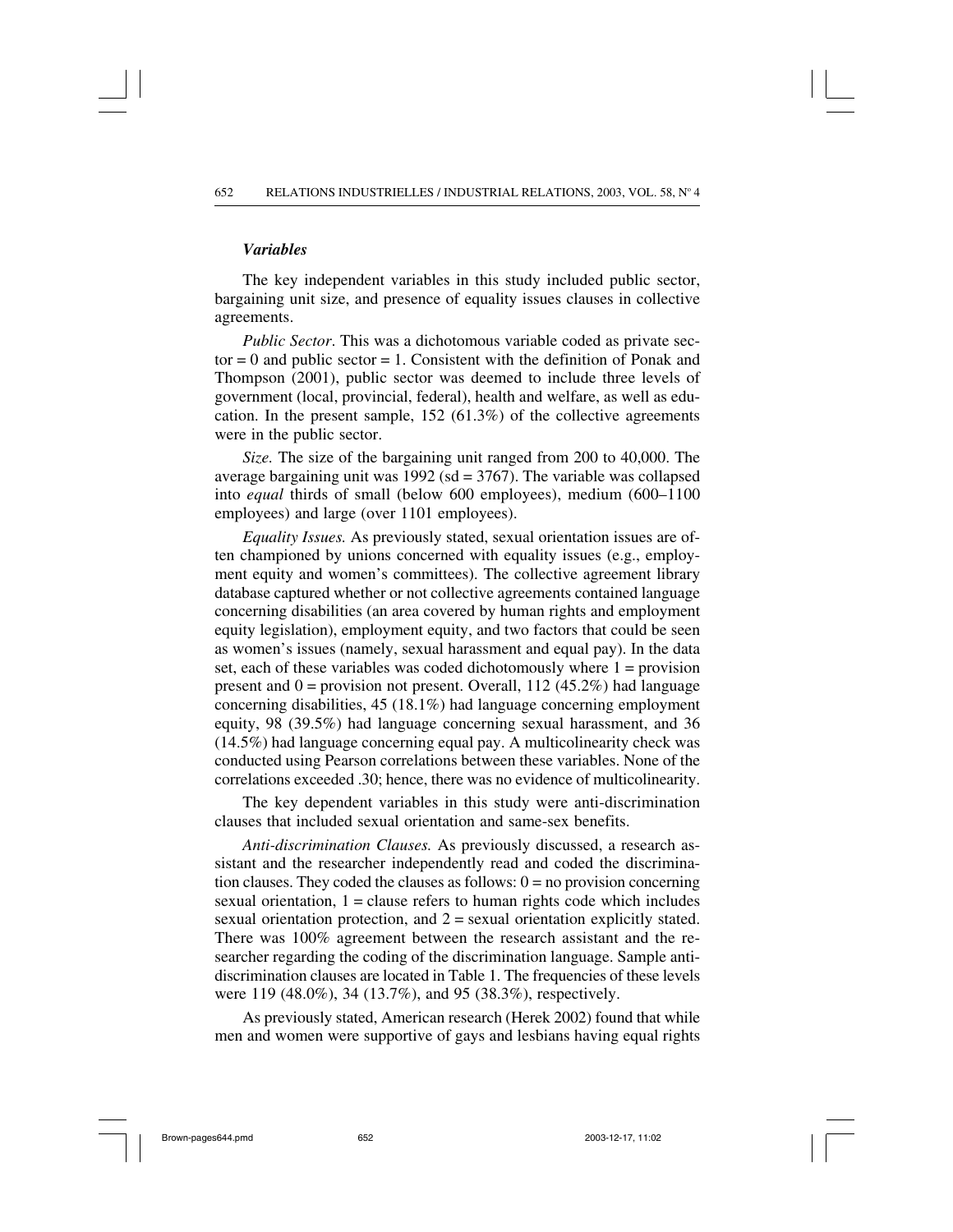### *Variables*

The key independent variables in this study included public sector, bargaining unit size, and presence of equality issues clauses in collective agreements.

*Public Sector.* This was a dichotomous variable coded as private sector = 0 and public sector = 1. Consistent with the definition of Ponak and Thompson (2001), public sector was deemed to include three levels of government (local, provincial, federal), health and welfare, as well as education. In the present sample, 152 (61.3%) of the collective agreements were in the public sector.

*Size.* The size of the bargaining unit ranged from 200 to 40,000. The average bargaining unit was 1992 (sd = 3767). The variable was collapsed into *equal* thirds of small (below 600 employees), medium (600–1100 employees) and large (over 1101 employees).

*Equality Issues.* As previously stated, sexual orientation issues are often championed by unions concerned with equality issues (e.g., employment equity and women's committees). The collective agreement library database captured whether or not collective agreements contained language concerning disabilities (an area covered by human rights and employment equity legislation), employment equity, and two factors that could be seen as women's issues (namely, sexual harassment and equal pay). In the data set, each of these variables was coded dichotomously where 1 = provision present and 0 = provision not present. Overall, 112 (45.2%) had language concerning disabilities, 45 (18.1%) had language concerning employment equity, 98 (39.5%) had language concerning sexual harassment, and 36 (14.5%) had language concerning equal pay. A multicolinearity check was conducted using Pearson correlations between these variables. None of the correlations exceeded .30; hence, there was no evidence of multicolinearity.

The key dependent variables in this study were anti-discrimination clauses that included sexual orientation and same-sex benefits.

*Anti-discrimination Clauses.* As previously discussed, a research assistant and the researcher independently read and coded the discrimination clauses. They coded the clauses as follows: 0 = no provision concerning sexual orientation, 1 = clause refers to human rights code which includes sexual orientation protection, and 2 = sexual orientation explicitly stated. There was 100% agreement between the research assistant and the researcher regarding the coding of the discrimination language. Sample anti-discrimination clauses are located in Table 1. The frequencies of these levels were 119 (48.0%), 34 (13.7%), and 95 (38.3%), respectively.

As previously stated, American research (Herek 2002) found that while men and women were supportive of gays and lesbians having equal rights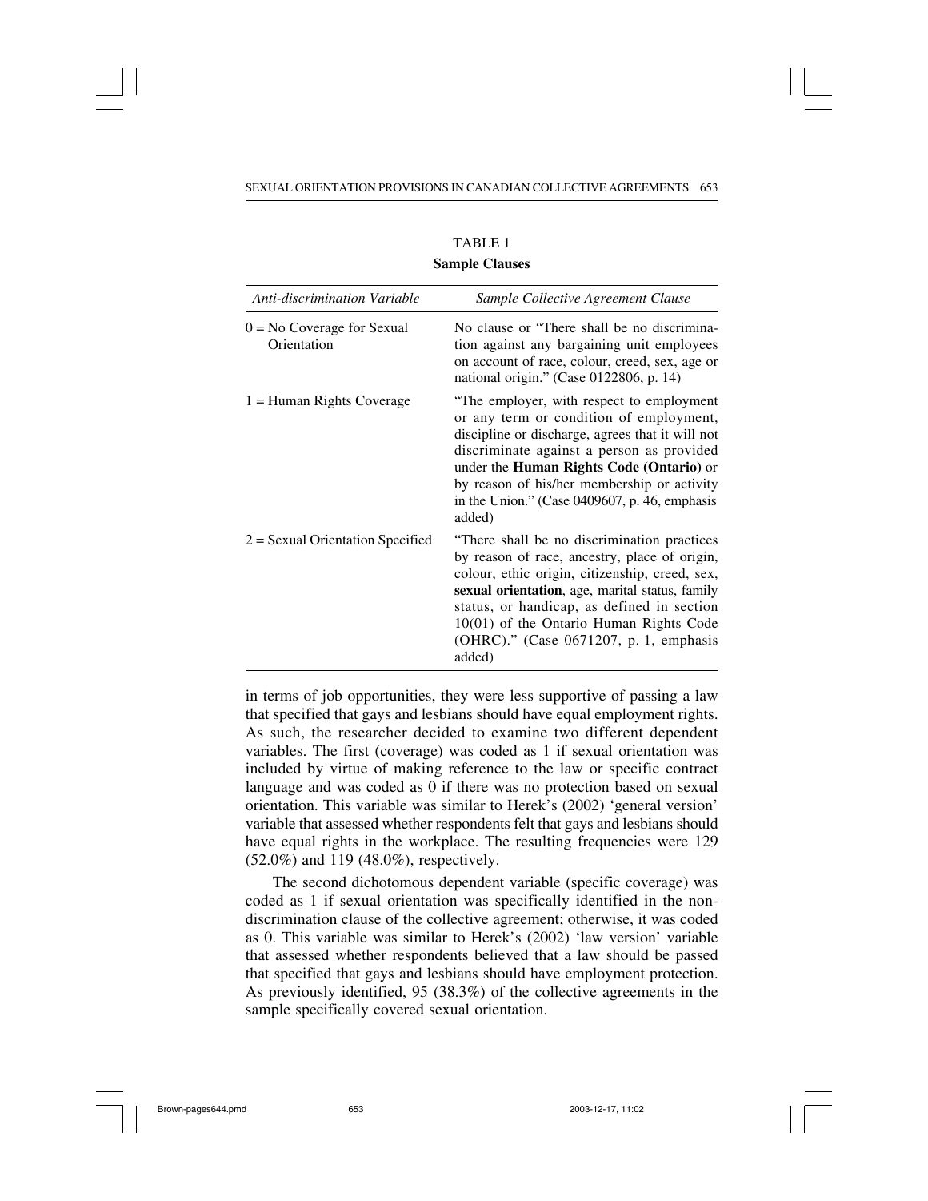TABLE 1

**Sample Clauses**

| *Anti-discrimination Variable* | *Sample Collective Agreement Clause* |
| --- | --- |
| 0 = No Coverage for Sexual Orientation | No clause or "There shall be no discrimination against any bargaining unit employees on account of race, colour, creed, sex, age or national origin." (Case 0122806, p. 14) |
| 1 = Human Rights Coverage | "The employer, with respect to employment or any term or condition of employment, discipline or discharge, agrees that it will not discriminate against a person as provided under the **Human Rights Code (Ontario)** or by reason of his/her membership or activity in the Union." (Case 0409607, p. 46, emphasis added) |
| 2 = Sexual Orientation Specified | "There shall be no discrimination practices by reason of race, ancestry, place of origin, colour, ethic origin, citizenship, creed, sex, **sexual orientation**, age, marital status, family status, or handicap, as defined in section 10(01) of the Ontario Human Rights Code (OHRC)." (Case 0671207, p. 1, emphasis added) |

in terms of job opportunities, they were less supportive of passing a law that specified that gays and lesbians should have equal employment rights. As such, the researcher decided to examine two different dependent variables. The first (coverage) was coded as 1 if sexual orientation was included by virtue of making reference to the law or specific contract language and was coded as 0 if there was no protection based on sexual orientation. This variable was similar to Herek's (2002) 'general version' variable that assessed whether respondents felt that gays and lesbians should have equal rights in the workplace. The resulting frequencies were 129 (52.0%) and 119 (48.0%), respectively.

The second dichotomous dependent variable (specific coverage) was coded as 1 if sexual orientation was specifically identified in the non-discrimination clause of the collective agreement; otherwise, it was coded as 0. This variable was similar to Herek's (2002) 'law version' variable that assessed whether respondents believed that a law should be passed that specified that gays and lesbians should have employment protection. As previously identified, 95 (38.3%) of the collective agreements in the sample specifically covered sexual orientation.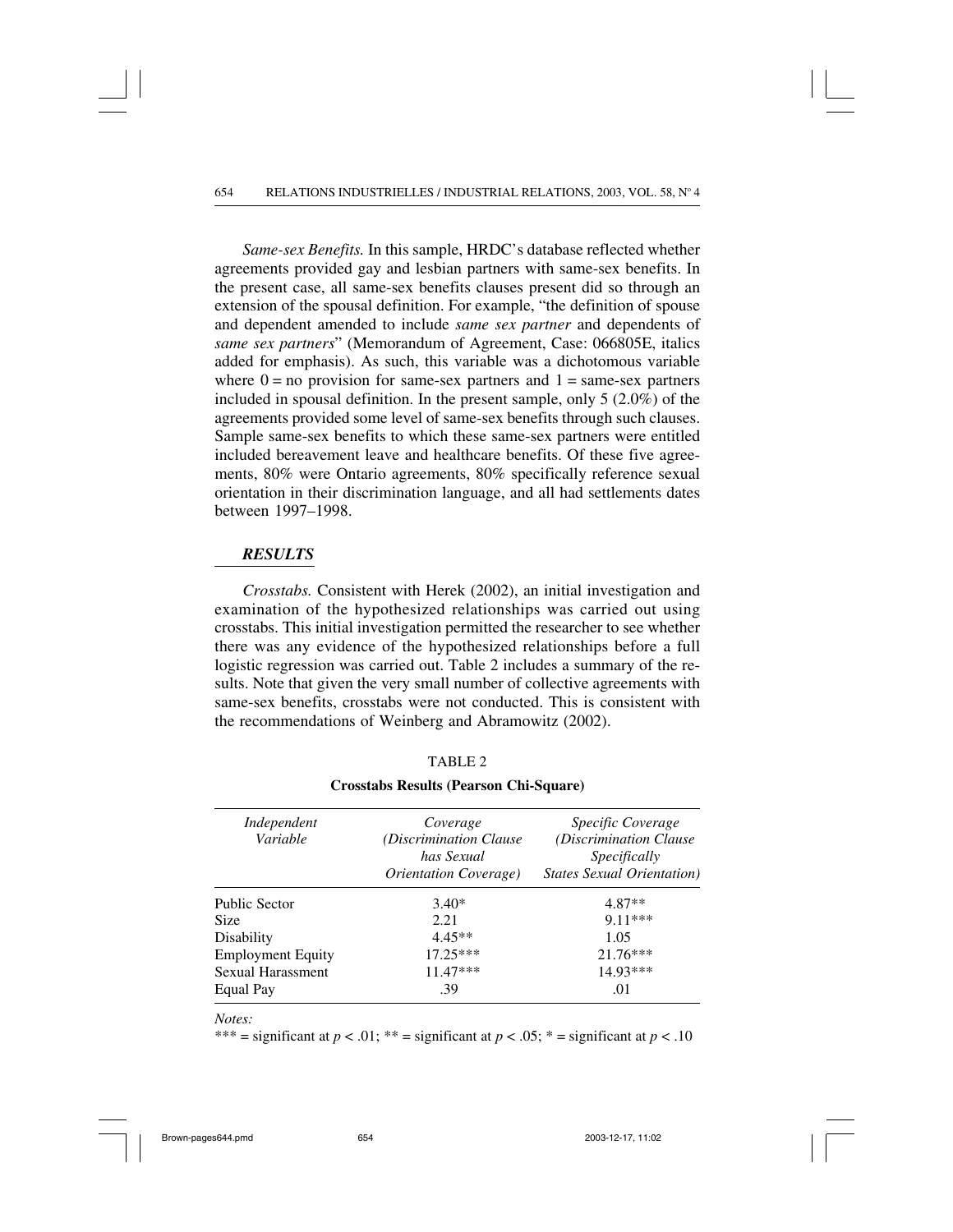*Same-sex Benefits.* In this sample, HRDC's database reflected whether agreements provided gay and lesbian partners with same-sex benefits. In the present case, all same-sex benefits clauses present did so through an extension of the spousal definition. For example, "the definition of spouse and dependent amended to include *same sex partner* and dependents of *same sex partners*" (Memorandum of Agreement, Case: 066805E, italics added for emphasis). As such, this variable was a dichotomous variable where 0 = no provision for same-sex partners and 1 = same-sex partners included in spousal definition. In the present sample, only 5 (2.0%) of the agreements provided some level of same-sex benefits through such clauses. Sample same-sex benefits to which these same-sex partners were entitled included bereavement leave and healthcare benefits. Of these five agreements, 80% were Ontario agreements, 80% specifically reference sexual orientation in their discrimination language, and all had settlements dates between 1997–1998.

## *RESULTS*

*Crosstabs.* Consistent with Herek (2002), an initial investigation and examination of the hypothesized relationships was carried out using crosstabs. This initial investigation permitted the researcher to see whether there was any evidence of the hypothesized relationships before a full logistic regression was carried out. Table 2 includes a summary of the results. Note that given the very small number of collective agreements with same-sex benefits, crosstabs were not conducted. This is consistent with the recommendations of Weinberg and Abramowitz (2002).

TABLE 2

**Crosstabs Results (Pearson Chi-Square)**

| *Independent Variable* | *Coverage (Discrimination Clause has Sexual Orientation Coverage)* | *Specific Coverage (Discrimination Clause Specifically States Sexual Orientation)* |
|---|---|---|
| Public Sector | 3.40* | 4.87** |
| Size | 2.21 | 9.11*** |
| Disability | 4.45** | 1.05 |
| Employment Equity | 17.25*** | 21.76*** |
| Sexual Harassment | 11.47*** | 14.93*** |
| Equal Pay | .39 | .01 |

*Notes:*

*** = significant at $p < .01$; ** = significant at $p < .05$; * = significant at $p < .10$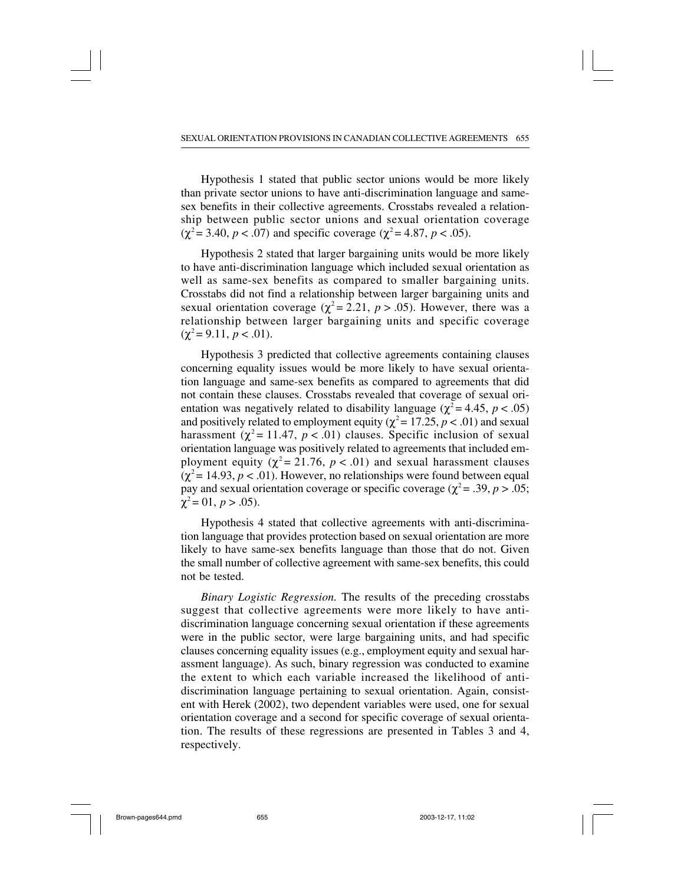Hypothesis 1 stated that public sector unions would be more likely than private sector unions to have anti-discrimination language and same-sex benefits in their collective agreements. Crosstabs revealed a relationship between public sector unions and sexual orientation coverage ($\chi^2 = 3.40$, $p < .07$) and specific coverage ($\chi^2 = 4.87$, $p < .05$).

Hypothesis 2 stated that larger bargaining units would be more likely to have anti-discrimination language which included sexual orientation as well as same-sex benefits as compared to smaller bargaining units. Crosstabs did not find a relationship between larger bargaining units and sexual orientation coverage ($\chi^2 = 2.21$, $p > .05$). However, there was a relationship between larger bargaining units and specific coverage ($\chi^2 = 9.11$, $p < .01$).

Hypothesis 3 predicted that collective agreements containing clauses concerning equality issues would be more likely to have sexual orientation language and same-sex benefits as compared to agreements that did not contain these clauses. Crosstabs revealed that coverage of sexual orientation was negatively related to disability language ($\chi^2 = 4.45$, $p < .05$) and positively related to employment equity ($\chi^2 = 17.25$, $p < .01$) and sexual harassment ($\chi^2 = 11.47$, $p < .01$) clauses. Specific inclusion of sexual orientation language was positively related to agreements that included employment equity ($\chi^2 = 21.76$, $p < .01$) and sexual harassment clauses ($\chi^2 = 14.93$, $p < .01$). However, no relationships were found between equal pay and sexual orientation coverage or specific coverage ($\chi^2 = .39$, $p > .05$; $\chi^2 = 01$, $p > .05$).

Hypothesis 4 stated that collective agreements with anti-discrimination language that provides protection based on sexual orientation are more likely to have same-sex benefits language than those that do not. Given the small number of collective agreement with same-sex benefits, this could not be tested.

*Binary Logistic Regression.* The results of the preceding crosstabs suggest that collective agreements were more likely to have anti-discrimination language concerning sexual orientation if these agreements were in the public sector, were large bargaining units, and had specific clauses concerning equality issues (e.g., employment equity and sexual harassment language). As such, binary regression was conducted to examine the extent to which each variable increased the likelihood of anti-discrimination language pertaining to sexual orientation. Again, consistent with Herek (2002), two dependent variables were used, one for sexual orientation coverage and a second for specific coverage of sexual orientation. The results of these regressions are presented in Tables 3 and 4, respectively.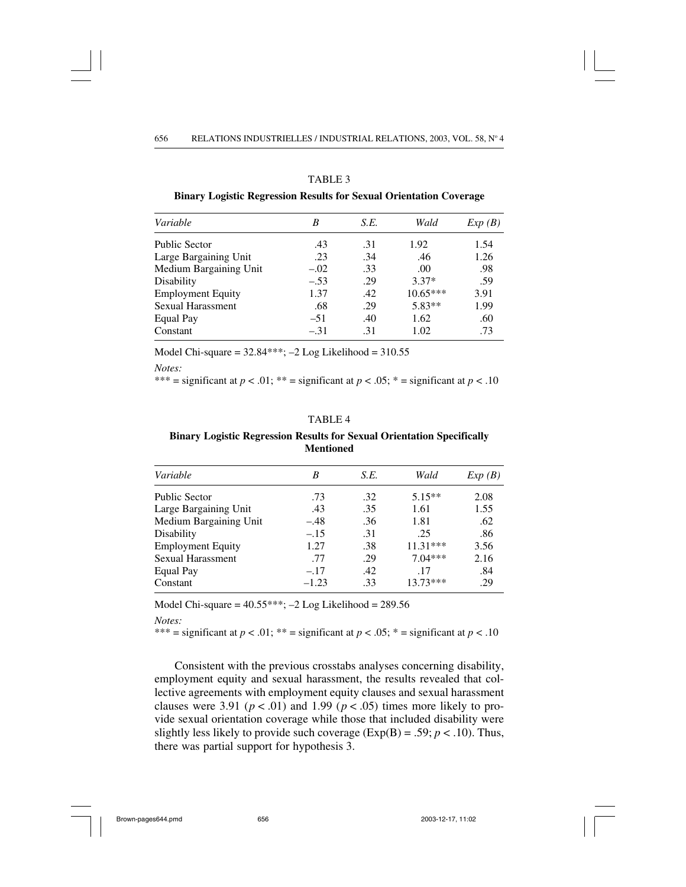TABLE 3

**Binary Logistic Regression Results for Sexual Orientation Coverage**

| *Variable* | *B* | *S.E.* | *Wald* | *Exp (B)* |
|---|---|---|---|---|
| Public Sector | .43 | .31 | 1.92 | 1.54 |
| Large Bargaining Unit | .23 | .34 | .46 | 1.26 |
| Medium Bargaining Unit | –.02 | .33 | .00 | .98 |
| Disability | –.53 | .29 | 3.37* | .59 |
| Employment Equity | 1.37 | .42 | 10.65*** | 3.91 |
| Sexual Harassment | .68 | .29 | 5.83** | 1.99 |
| Equal Pay | –51 | .40 | 1.62 | .60 |
| Constant | –.31 | .31 | 1.02 | .73 |

Model Chi-square = 32.84***; –2 Log Likelihood = 310.55

*Notes:*

*** = significant at $p < .01$; ** = significant at $p < .05$; * = significant at $p < .10$

TABLE 4

**Binary Logistic Regression Results for Sexual Orientation Specifically Mentioned**

| *Variable* | *B* | *S.E.* | *Wald* | *Exp (B)* |
|---|---|---|---|---|
| Public Sector | .73 | .32 | 5.15** | 2.08 |
| Large Bargaining Unit | .43 | .35 | 1.61 | 1.55 |
| Medium Bargaining Unit | –.48 | .36 | 1.81 | .62 |
| Disability | –.15 | .31 | .25 | .86 |
| Employment Equity | 1.27 | .38 | 11.31*** | 3.56 |
| Sexual Harassment | .77 | .29 | 7.04*** | 2.16 |
| Equal Pay | –.17 | .42 | .17 | .84 |
| Constant | –1.23 | .33 | 13.73*** | .29 |

Model Chi-square = 40.55***; –2 Log Likelihood = 289.56

*Notes:*

*** = significant at $p < .01$; ** = significant at $p < .05$; * = significant at $p < .10$

Consistent with the previous crosstabs analyses concerning disability, employment equity and sexual harassment, the results revealed that collective agreements with employment equity clauses and sexual harassment clauses were 3.91 ($p < .01$) and 1.99 ($p < .05$) times more likely to provide sexual orientation coverage while those that included disability were slightly less likely to provide such coverage (Exp(B) = .59; $p < .10$). Thus, there was partial support for hypothesis 3.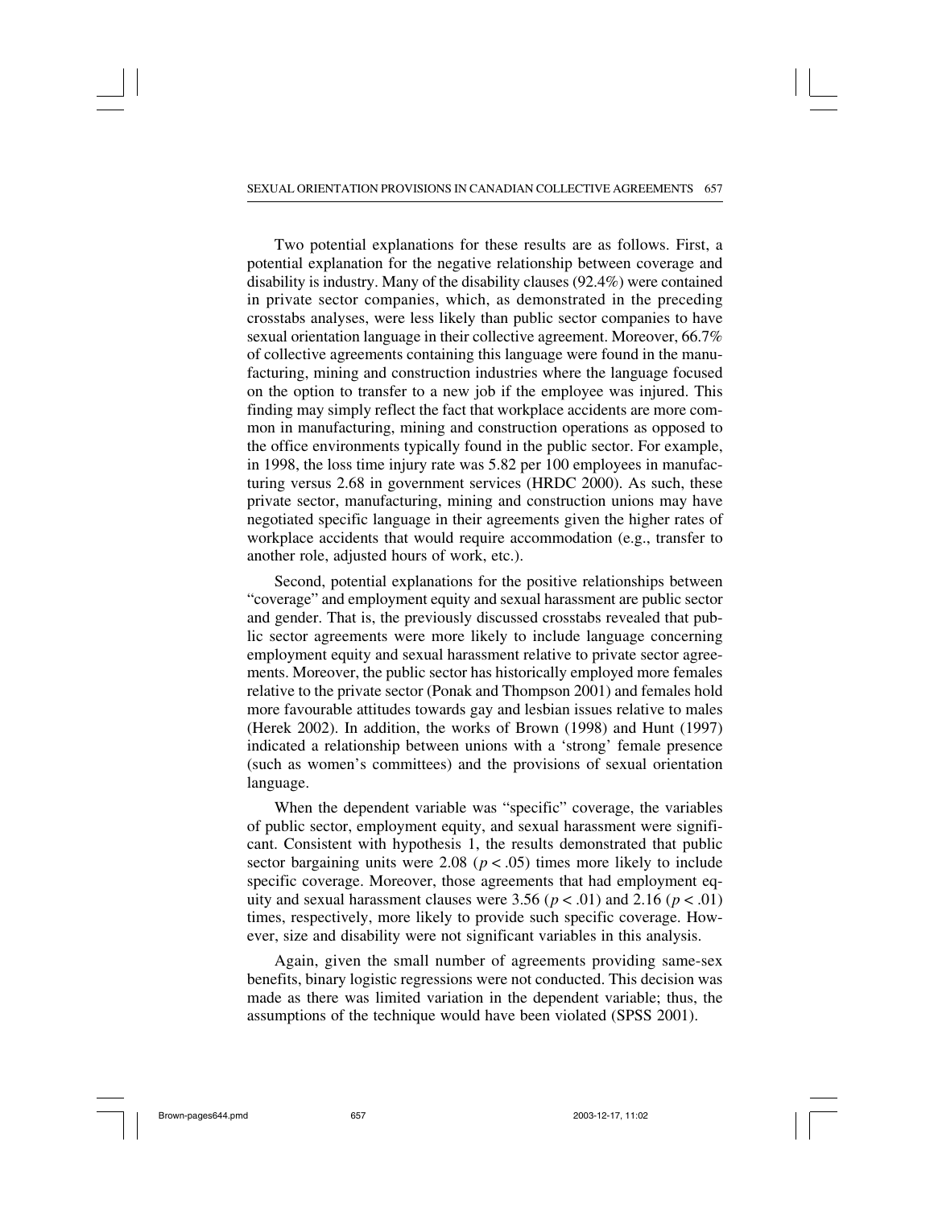Two potential explanations for these results are as follows. First, a potential explanation for the negative relationship between coverage and disability is industry. Many of the disability clauses (92.4%) were contained in private sector companies, which, as demonstrated in the preceding crosstabs analyses, were less likely than public sector companies to have sexual orientation language in their collective agreement. Moreover, 66.7% of collective agreements containing this language were found in the manufacturing, mining and construction industries where the language focused on the option to transfer to a new job if the employee was injured. This finding may simply reflect the fact that workplace accidents are more common in manufacturing, mining and construction operations as opposed to the office environments typically found in the public sector. For example, in 1998, the loss time injury rate was 5.82 per 100 employees in manufacturing versus 2.68 in government services (HRDC 2000). As such, these private sector, manufacturing, mining and construction unions may have negotiated specific language in their agreements given the higher rates of workplace accidents that would require accommodation (e.g., transfer to another role, adjusted hours of work, etc.).

Second, potential explanations for the positive relationships between "coverage" and employment equity and sexual harassment are public sector and gender. That is, the previously discussed crosstabs revealed that public sector agreements were more likely to include language concerning employment equity and sexual harassment relative to private sector agreements. Moreover, the public sector has historically employed more females relative to the private sector (Ponak and Thompson 2001) and females hold more favourable attitudes towards gay and lesbian issues relative to males (Herek 2002). In addition, the works of Brown (1998) and Hunt (1997) indicated a relationship between unions with a 'strong' female presence (such as women's committees) and the provisions of sexual orientation language.

When the dependent variable was "specific" coverage, the variables of public sector, employment equity, and sexual harassment were significant. Consistent with hypothesis 1, the results demonstrated that public sector bargaining units were 2.08 ($p < .05$) times more likely to include specific coverage. Moreover, those agreements that had employment equity and sexual harassment clauses were 3.56 ($p < .01$) and 2.16 ($p < .01$) times, respectively, more likely to provide such specific coverage. However, size and disability were not significant variables in this analysis.

Again, given the small number of agreements providing same-sex benefits, binary logistic regressions were not conducted. This decision was made as there was limited variation in the dependent variable; thus, the assumptions of the technique would have been violated (SPSS 2001).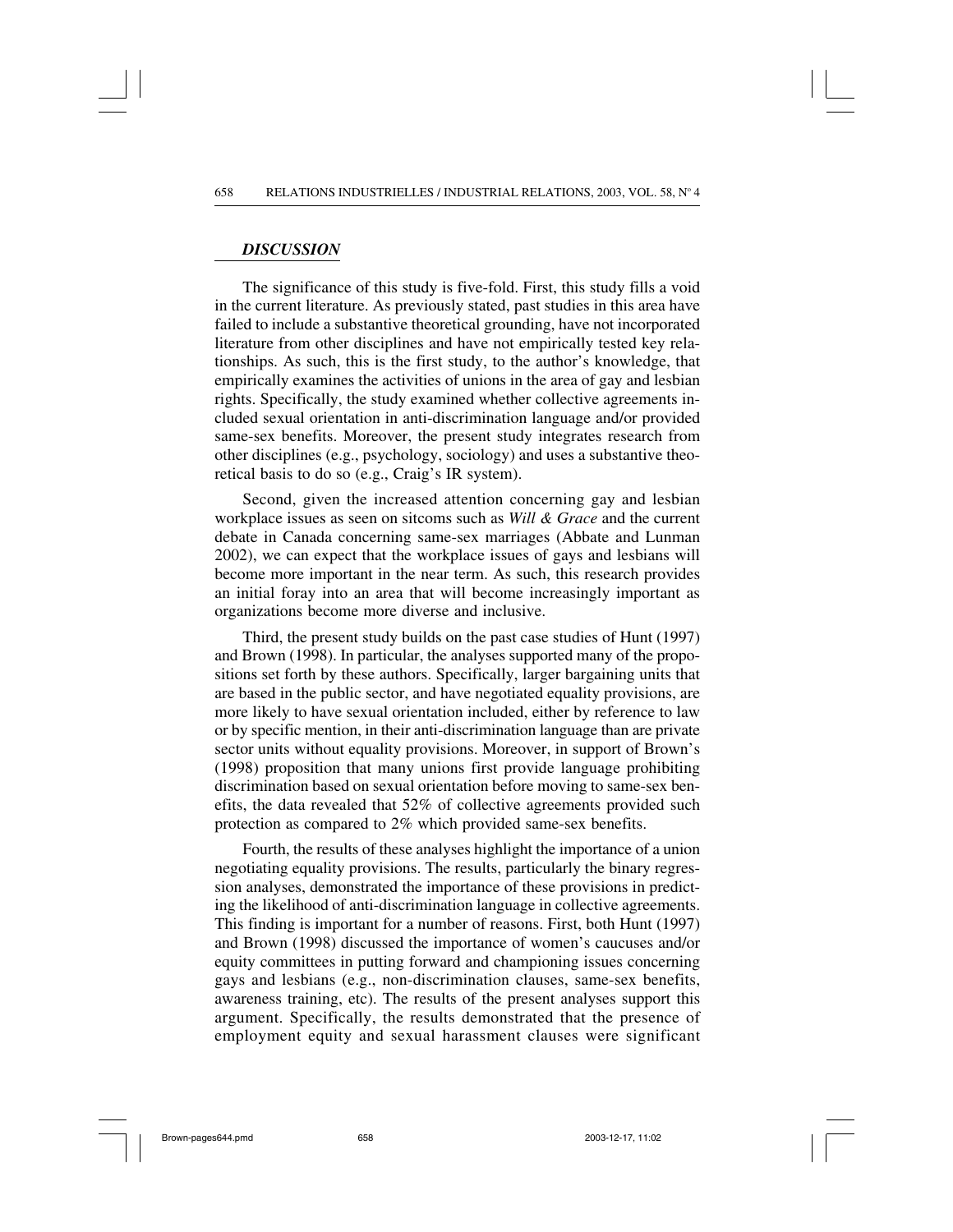## *DISCUSSION*

The significance of this study is five-fold. First, this study fills a void in the current literature. As previously stated, past studies in this area have failed to include a substantive theoretical grounding, have not incorporated literature from other disciplines and have not empirically tested key relationships. As such, this is the first study, to the author's knowledge, that empirically examines the activities of unions in the area of gay and lesbian rights. Specifically, the study examined whether collective agreements included sexual orientation in anti-discrimination language and/or provided same-sex benefits. Moreover, the present study integrates research from other disciplines (e.g., psychology, sociology) and uses a substantive theoretical basis to do so (e.g., Craig's IR system).

Second, given the increased attention concerning gay and lesbian workplace issues as seen on sitcoms such as *Will & Grace* and the current debate in Canada concerning same-sex marriages (Abbate and Lunman 2002), we can expect that the workplace issues of gays and lesbians will become more important in the near term. As such, this research provides an initial foray into an area that will become increasingly important as organizations become more diverse and inclusive.

Third, the present study builds on the past case studies of Hunt (1997) and Brown (1998). In particular, the analyses supported many of the propositions set forth by these authors. Specifically, larger bargaining units that are based in the public sector, and have negotiated equality provisions, are more likely to have sexual orientation included, either by reference to law or by specific mention, in their anti-discrimination language than are private sector units without equality provisions. Moreover, in support of Brown's (1998) proposition that many unions first provide language prohibiting discrimination based on sexual orientation before moving to same-sex benefits, the data revealed that 52% of collective agreements provided such protection as compared to 2% which provided same-sex benefits.

Fourth, the results of these analyses highlight the importance of a union negotiating equality provisions. The results, particularly the binary regression analyses, demonstrated the importance of these provisions in predicting the likelihood of anti-discrimination language in collective agreements. This finding is important for a number of reasons. First, both Hunt (1997) and Brown (1998) discussed the importance of women's caucuses and/or equity committees in putting forward and championing issues concerning gays and lesbians (e.g., non-discrimination clauses, same-sex benefits, awareness training, etc). The results of the present analyses support this argument. Specifically, the results demonstrated that the presence of employment equity and sexual harassment clauses were significant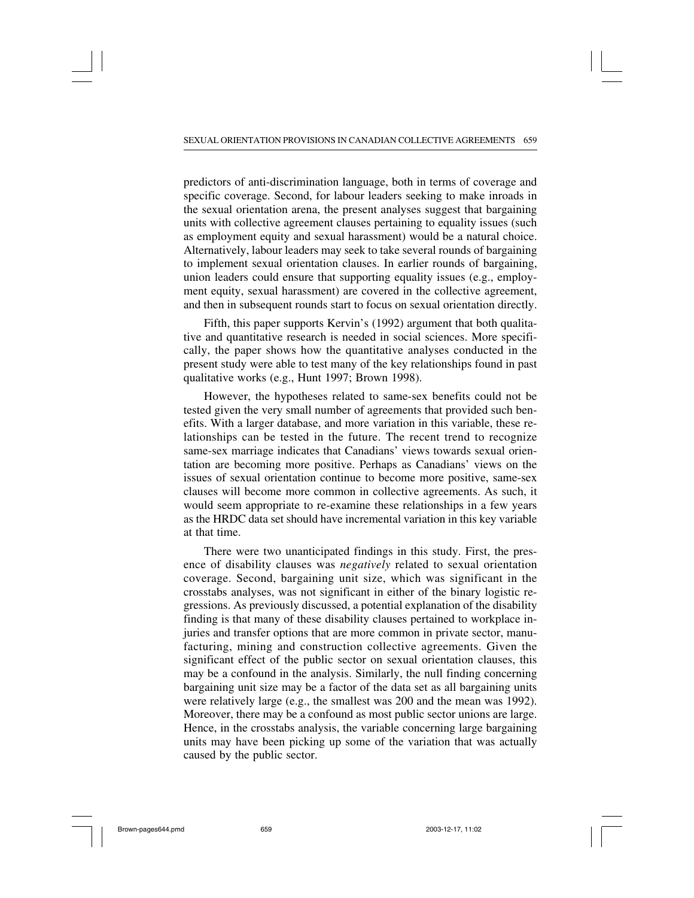predictors of anti-discrimination language, both in terms of coverage and specific coverage. Second, for labour leaders seeking to make inroads in the sexual orientation arena, the present analyses suggest that bargaining units with collective agreement clauses pertaining to equality issues (such as employment equity and sexual harassment) would be a natural choice. Alternatively, labour leaders may seek to take several rounds of bargaining to implement sexual orientation clauses. In earlier rounds of bargaining, union leaders could ensure that supporting equality issues (e.g., employment equity, sexual harassment) are covered in the collective agreement, and then in subsequent rounds start to focus on sexual orientation directly.

Fifth, this paper supports Kervin's (1992) argument that both qualitative and quantitative research is needed in social sciences. More specifically, the paper shows how the quantitative analyses conducted in the present study were able to test many of the key relationships found in past qualitative works (e.g., Hunt 1997; Brown 1998).

However, the hypotheses related to same-sex benefits could not be tested given the very small number of agreements that provided such benefits. With a larger database, and more variation in this variable, these relationships can be tested in the future. The recent trend to recognize same-sex marriage indicates that Canadians' views towards sexual orientation are becoming more positive. Perhaps as Canadians' views on the issues of sexual orientation continue to become more positive, same-sex clauses will become more common in collective agreements. As such, it would seem appropriate to re-examine these relationships in a few years as the HRDC data set should have incremental variation in this key variable at that time.

There were two unanticipated findings in this study. First, the presence of disability clauses was *negatively* related to sexual orientation coverage. Second, bargaining unit size, which was significant in the crosstabs analyses, was not significant in either of the binary logistic regressions. As previously discussed, a potential explanation of the disability finding is that many of these disability clauses pertained to workplace injuries and transfer options that are more common in private sector, manufacturing, mining and construction collective agreements. Given the significant effect of the public sector on sexual orientation clauses, this may be a confound in the analysis. Similarly, the null finding concerning bargaining unit size may be a factor of the data set as all bargaining units were relatively large (e.g., the smallest was 200 and the mean was 1992). Moreover, there may be a confound as most public sector unions are large. Hence, in the crosstabs analysis, the variable concerning large bargaining units may have been picking up some of the variation that was actually caused by the public sector.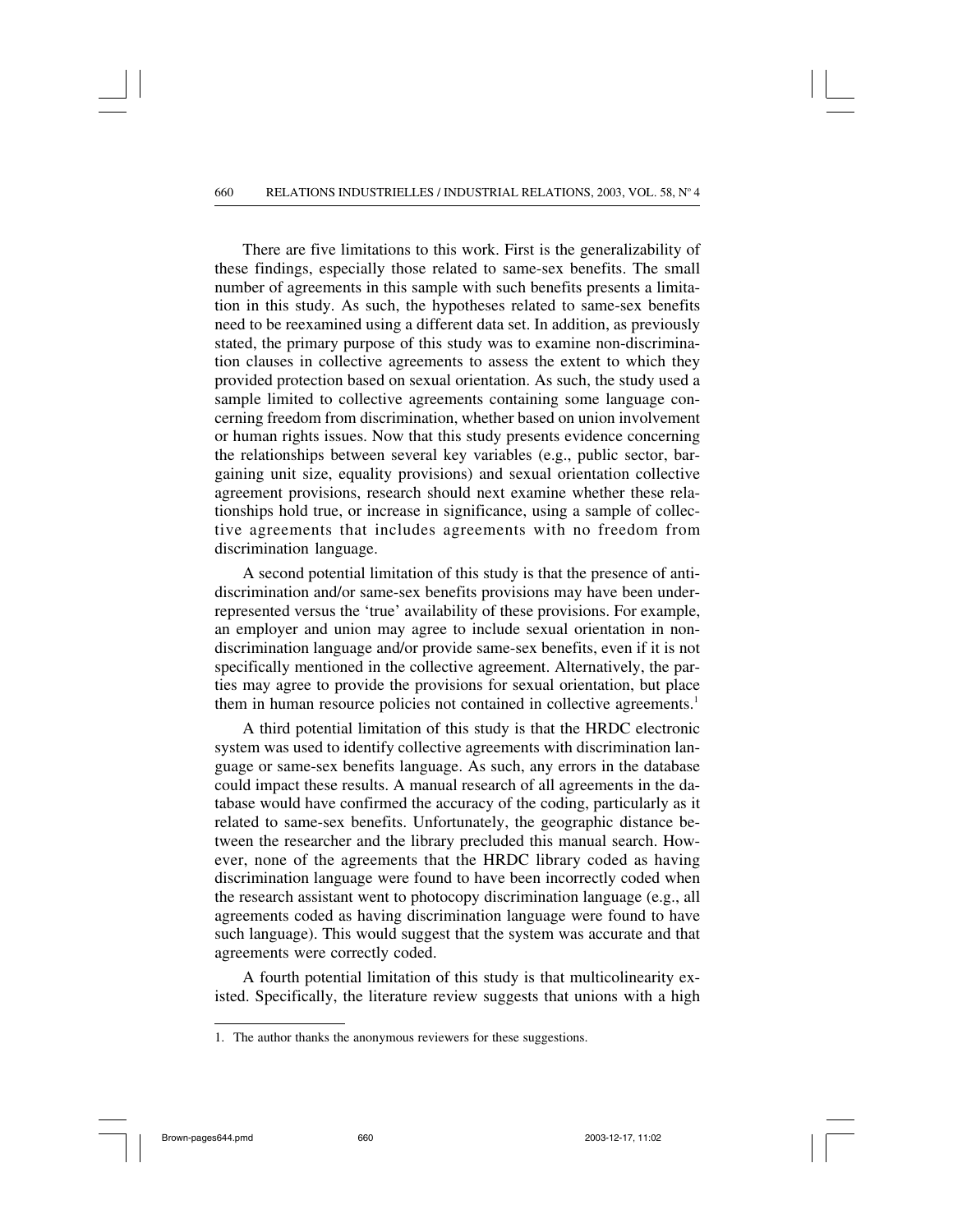There are five limitations to this work. First is the generalizability of these findings, especially those related to same-sex benefits. The small number of agreements in this sample with such benefits presents a limitation in this study. As such, the hypotheses related to same-sex benefits need to be reexamined using a different data set. In addition, as previously stated, the primary purpose of this study was to examine non-discrimination clauses in collective agreements to assess the extent to which they provided protection based on sexual orientation. As such, the study used a sample limited to collective agreements containing some language concerning freedom from discrimination, whether based on union involvement or human rights issues. Now that this study presents evidence concerning the relationships between several key variables (e.g., public sector, bargaining unit size, equality provisions) and sexual orientation collective agreement provisions, research should next examine whether these relationships hold true, or increase in significance, using a sample of collective agreements that includes agreements with no freedom from discrimination language.

A second potential limitation of this study is that the presence of anti-discrimination and/or same-sex benefits provisions may have been underrepresented versus the 'true' availability of these provisions. For example, an employer and union may agree to include sexual orientation in non-discrimination language and/or provide same-sex benefits, even if it is not specifically mentioned in the collective agreement. Alternatively, the parties may agree to provide the provisions for sexual orientation, but place them in human resource policies not contained in collective agreements.[1]

A third potential limitation of this study is that the HRDC electronic system was used to identify collective agreements with discrimination language or same-sex benefits language. As such, any errors in the database could impact these results. A manual research of all agreements in the database would have confirmed the accuracy of the coding, particularly as it related to same-sex benefits. Unfortunately, the geographic distance between the researcher and the library precluded this manual search. However, none of the agreements that the HRDC library coded as having discrimination language were found to have been incorrectly coded when the research assistant went to photocopy discrimination language (e.g., all agreements coded as having discrimination language were found to have such language). This would suggest that the system was accurate and that agreements were correctly coded.

A fourth potential limitation of this study is that multicolinearity existed. Specifically, the literature review suggests that unions with a high

1. The author thanks the anonymous reviewers for these suggestions.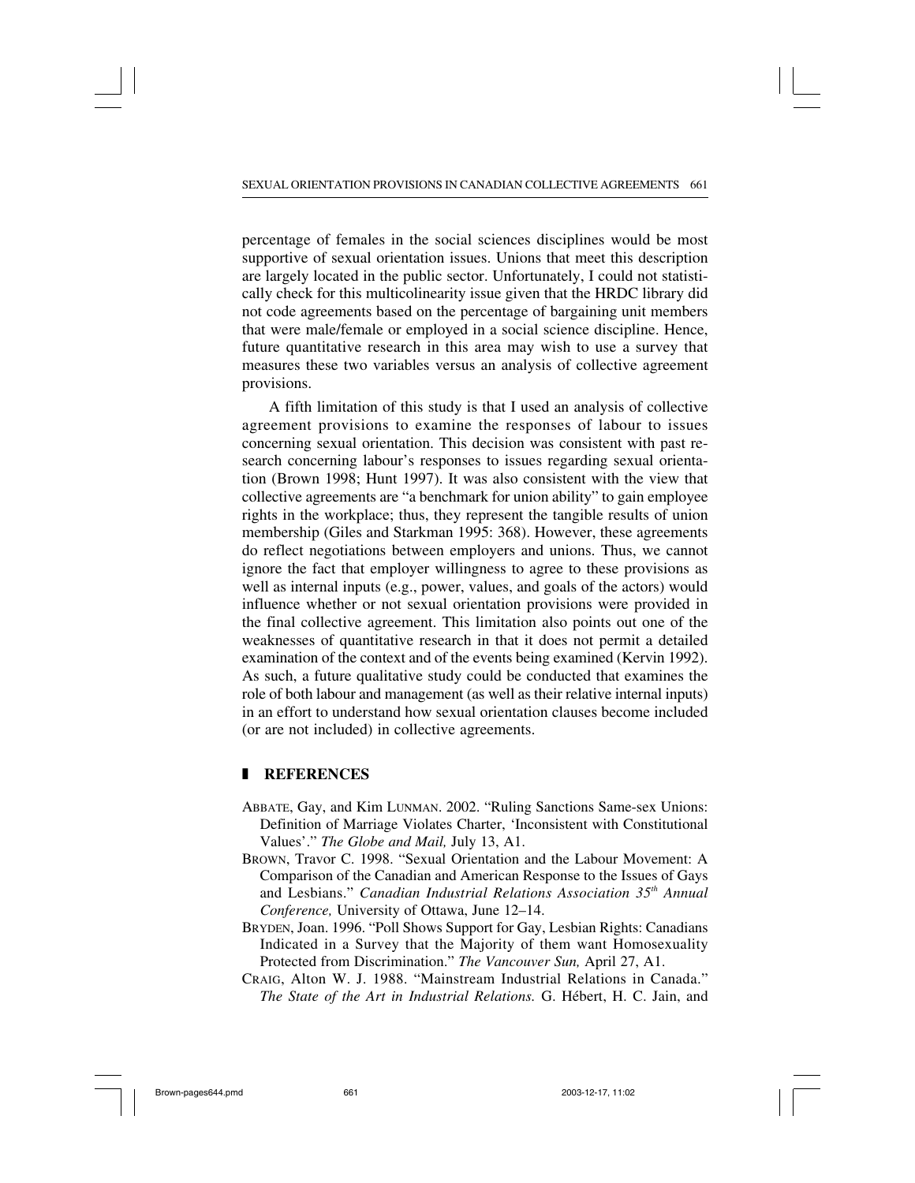percentage of females in the social sciences disciplines would be most supportive of sexual orientation issues. Unions that meet this description are largely located in the public sector. Unfortunately, I could not statistically check for this multicolinearity issue given that the HRDC library did not code agreements based on the percentage of bargaining unit members that were male/female or employed in a social science discipline. Hence, future quantitative research in this area may wish to use a survey that measures these two variables versus an analysis of collective agreement provisions.

A fifth limitation of this study is that I used an analysis of collective agreement provisions to examine the responses of labour to issues concerning sexual orientation. This decision was consistent with past research concerning labour's responses to issues regarding sexual orientation (Brown 1998; Hunt 1997). It was also consistent with the view that collective agreements are "a benchmark for union ability" to gain employee rights in the workplace; thus, they represent the tangible results of union membership (Giles and Starkman 1995: 368). However, these agreements do reflect negotiations between employers and unions. Thus, we cannot ignore the fact that employer willingness to agree to these provisions as well as internal inputs (e.g., power, values, and goals of the actors) would influence whether or not sexual orientation provisions were provided in the final collective agreement. This limitation also points out one of the weaknesses of quantitative research in that it does not permit a detailed examination of the context and of the events being examined (Kervin 1992). As such, a future qualitative study could be conducted that examines the role of both labour and management (as well as their relative internal inputs) in an effort to understand how sexual orientation clauses become included (or are not included) in collective agreements.

## REFERENCES

ABBATE, Gay, and Kim LUNMAN. 2002. "Ruling Sanctions Same-sex Unions: Definition of Marriage Violates Charter, 'Inconsistent with Constitutional Values'." *The Globe and Mail,* July 13, A1.

BROWN, Travor C. 1998. "Sexual Orientation and the Labour Movement: A Comparison of the Canadian and American Response to the Issues of Gays and Lesbians." *Canadian Industrial Relations Association 35th Annual Conference,* University of Ottawa, June 12–14.

BRYDEN, Joan. 1996. "Poll Shows Support for Gay, Lesbian Rights: Canadians Indicated in a Survey that the Majority of them want Homosexuality Protected from Discrimination." *The Vancouver Sun,* April 27, A1.

CRAIG, Alton W. J. 1988. "Mainstream Industrial Relations in Canada." *The State of the Art in Industrial Relations.* G. Hébert, H. C. Jain, and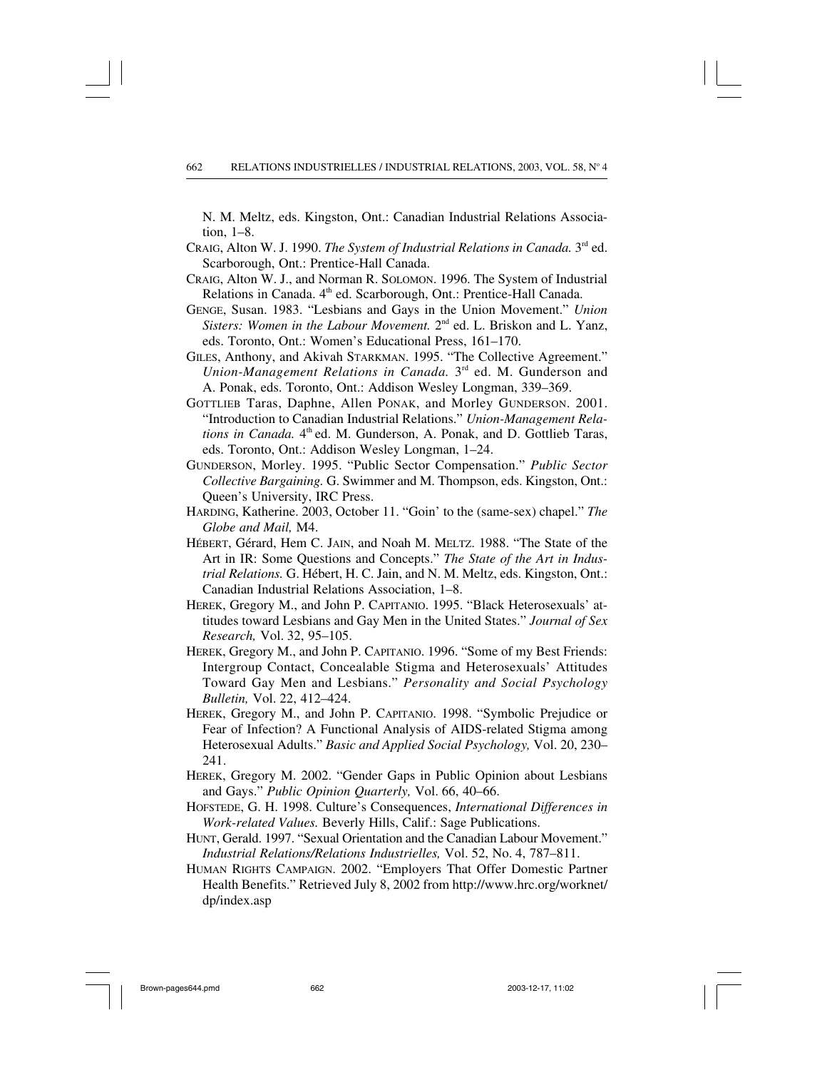N. M. Meltz, eds. Kingston, Ont.: Canadian Industrial Relations Association, 1–8.

CRAIG, Alton W. J. 1990. *The System of Industrial Relations in Canada.* 3rd ed. Scarborough, Ont.: Prentice-Hall Canada.

CRAIG, Alton W. J., and Norman R. SOLOMON. 1996. The System of Industrial Relations in Canada. 4th ed. Scarborough, Ont.: Prentice-Hall Canada.

GENGE, Susan. 1983. "Lesbians and Gays in the Union Movement." *Union Sisters: Women in the Labour Movement.* 2nd ed. L. Briskon and L. Yanz, eds. Toronto, Ont.: Women's Educational Press, 161–170.

GILES, Anthony, and Akivah STARKMAN. 1995. "The Collective Agreement." *Union-Management Relations in Canada.* 3rd ed. M. Gunderson and A. Ponak, eds. Toronto, Ont.: Addison Wesley Longman, 339–369.

GOTTLIEB Taras, Daphne, Allen PONAK, and Morley GUNDERSON. 2001. "Introduction to Canadian Industrial Relations." *Union-Management Relations in Canada.* 4th ed. M. Gunderson, A. Ponak, and D. Gottlieb Taras, eds. Toronto, Ont.: Addison Wesley Longman, 1–24.

GUNDERSON, Morley. 1995. "Public Sector Compensation." *Public Sector Collective Bargaining.* G. Swimmer and M. Thompson, eds. Kingston, Ont.: Queen's University, IRC Press.

HARDING, Katherine. 2003, October 11. "Goin' to the (same-sex) chapel." *The Globe and Mail,* M4.

HÉBERT, Gérard, Hem C. JAIN, and Noah M. MELTZ. 1988. "The State of the Art in IR: Some Questions and Concepts." *The State of the Art in Industrial Relations.* G. Hébert, H. C. Jain, and N. M. Meltz, eds. Kingston, Ont.: Canadian Industrial Relations Association, 1–8.

HEREK, Gregory M., and John P. CAPITANIO. 1995. "Black Heterosexuals' attitudes toward Lesbians and Gay Men in the United States." *Journal of Sex Research,* Vol. 32, 95–105.

HEREK, Gregory M., and John P. CAPITANIO. 1996. "Some of my Best Friends: Intergroup Contact, Concealable Stigma and Heterosexuals' Attitudes Toward Gay Men and Lesbians." *Personality and Social Psychology Bulletin,* Vol. 22, 412–424.

HEREK, Gregory M., and John P. CAPITANIO. 1998. "Symbolic Prejudice or Fear of Infection? A Functional Analysis of AIDS-related Stigma among Heterosexual Adults." *Basic and Applied Social Psychology,* Vol. 20, 230–241.

HEREK, Gregory M. 2002. "Gender Gaps in Public Opinion about Lesbians and Gays." *Public Opinion Quarterly,* Vol. 66, 40–66.

HOFSTEDE, G. H. 1998. Culture's Consequences, *International Differences in Work-related Values.* Beverly Hills, Calif.: Sage Publications.

HUNT, Gerald. 1997. "Sexual Orientation and the Canadian Labour Movement." *Industrial Relations/Relations Industrielles,* Vol. 52, No. 4, 787–811.

HUMAN RIGHTS CAMPAIGN. 2002. "Employers That Offer Domestic Partner Health Benefits." Retrieved July 8, 2002 from http://www.hrc.org/worknet/dp/index.asp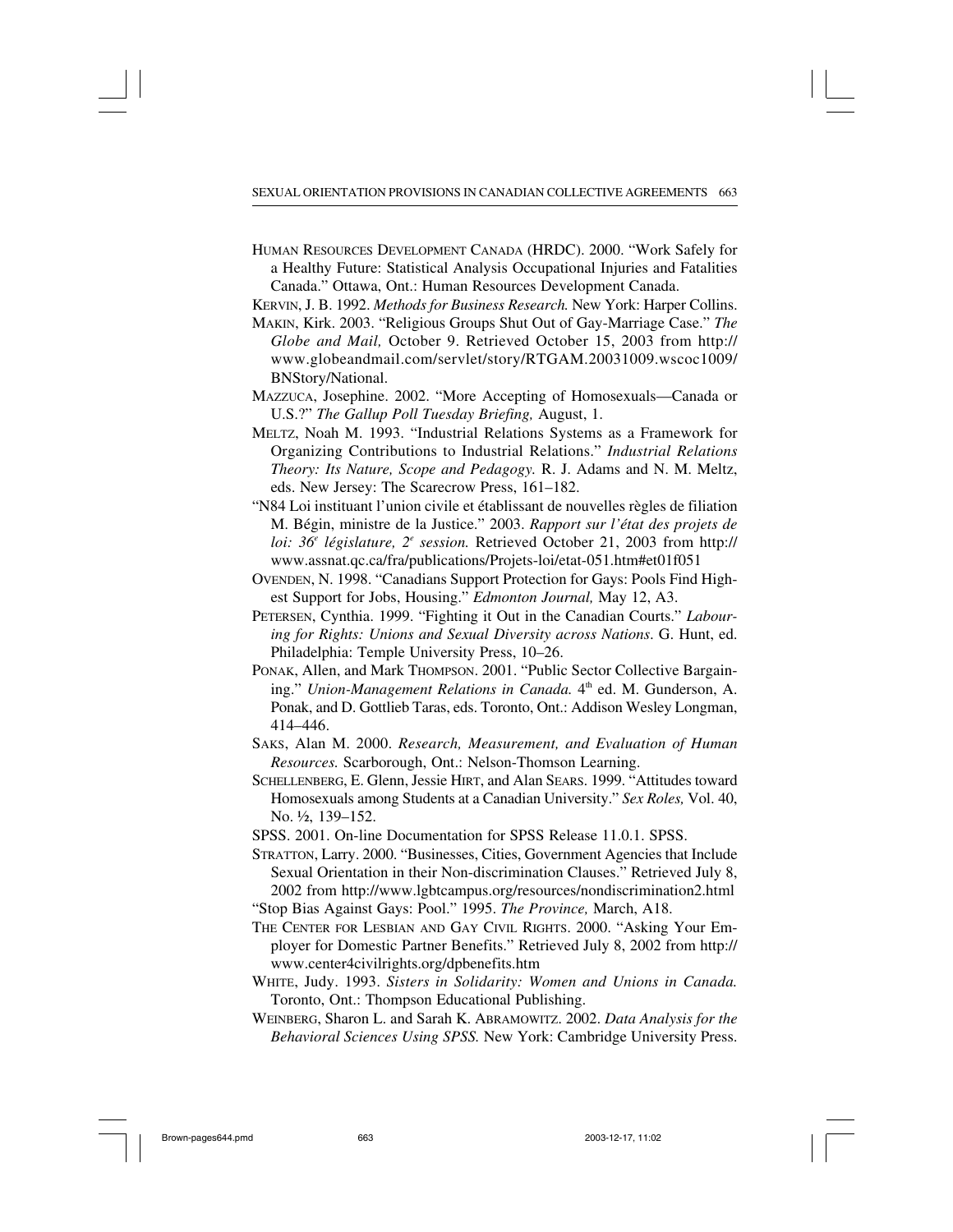HUMAN RESOURCES DEVELOPMENT CANADA (HRDC). 2000. "Work Safely for a Healthy Future: Statistical Analysis Occupational Injuries and Fatalities Canada." Ottawa, Ont.: Human Resources Development Canada.

KERVIN, J. B. 1992. *Methods for Business Research.* New York: Harper Collins.

MAKIN, Kirk. 2003. "Religious Groups Shut Out of Gay-Marriage Case." *The Globe and Mail,* October 9. Retrieved October 15, 2003 from http://www.globeandmail.com/servlet/story/RTGAM.20031009.wscoc1009/BNStory/National.

MAZZUCA, Josephine. 2002. "More Accepting of Homosexuals—Canada or U.S.?" *The Gallup Poll Tuesday Briefing,* August, 1.

MELTZ, Noah M. 1993. "Industrial Relations Systems as a Framework for Organizing Contributions to Industrial Relations." *Industrial Relations Theory: Its Nature, Scope and Pedagogy.* R. J. Adams and N. M. Meltz, eds. New Jersey: The Scarecrow Press, 161–182.

"N84 Loi instituant l'union civile et établissant de nouvelles règles de filiation M. Bégin, ministre de la Justice." 2003. *Rapport sur l'état des projets de loi: 36e législature, 2e session.* Retrieved October 21, 2003 from http://www.assnat.qc.ca/fra/publications/Projets-loi/etat-051.htm#et01f051

OVENDEN, N. 1998. "Canadians Support Protection for Gays: Pools Find Highest Support for Jobs, Housing." *Edmonton Journal,* May 12, A3.

PETERSEN, Cynthia. 1999. "Fighting it Out in the Canadian Courts." *Labouring for Rights: Unions and Sexual Diversity across Nations.* G. Hunt, ed. Philadelphia: Temple University Press, 10–26.

PONAK, Allen, and Mark THOMPSON. 2001. "Public Sector Collective Bargaining." *Union-Management Relations in Canada.* 4th ed. M. Gunderson, A. Ponak, and D. Gottlieb Taras, eds. Toronto, Ont.: Addison Wesley Longman, 414–446.

SAKS, Alan M. 2000. *Research, Measurement, and Evaluation of Human Resources.* Scarborough, Ont.: Nelson-Thomson Learning.

SCHELLENBERG, E. Glenn, Jessie HIRT, and Alan SEARS. 1999. "Attitudes toward Homosexuals among Students at a Canadian University." *Sex Roles,* Vol. 40, No. ½, 139–152.

SPSS. 2001. On-line Documentation for SPSS Release 11.0.1. SPSS.

STRATTON, Larry. 2000. "Businesses, Cities, Government Agencies that Include Sexual Orientation in their Non-discrimination Clauses." Retrieved July 8, 2002 from http://www.lgbtcampus.org/resources/nondiscrimination2.html

"Stop Bias Against Gays: Pool." 1995. *The Province,* March, A18.

THE CENTER FOR LESBIAN AND GAY CIVIL RIGHTS. 2000. "Asking Your Employer for Domestic Partner Benefits." Retrieved July 8, 2002 from http://www.center4civilrights.org/dpbenefits.htm

WHITE, Judy. 1993. *Sisters in Solidarity: Women and Unions in Canada.* Toronto, Ont.: Thompson Educational Publishing.

WEINBERG, Sharon L. and Sarah K. ABRAMOWITZ. 2002. *Data Analysis for the Behavioral Sciences Using SPSS.* New York: Cambridge University Press.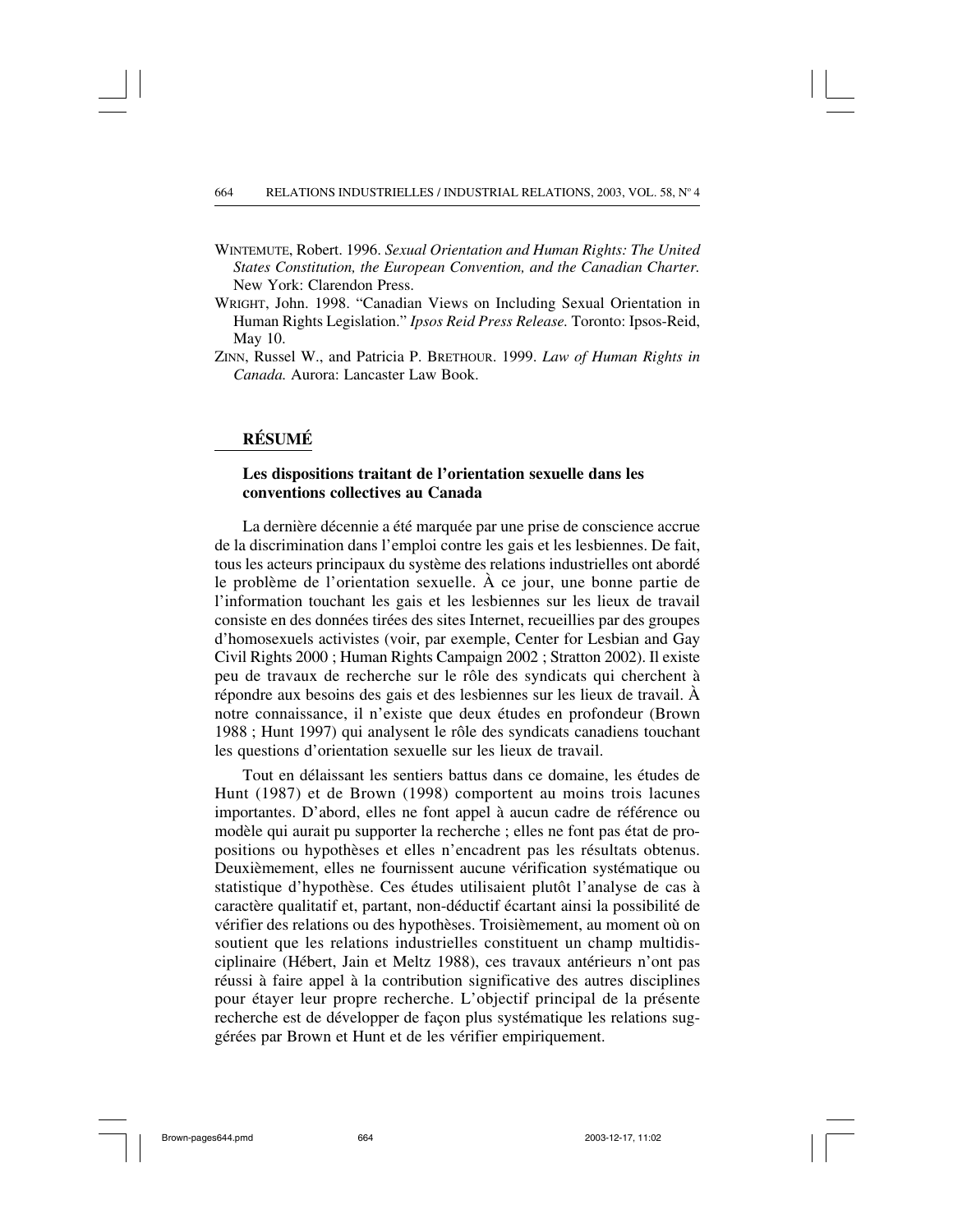WINTEMUTE, Robert. 1996. *Sexual Orientation and Human Rights: The United States Constitution, the European Convention, and the Canadian Charter.* New York: Clarendon Press.

WRIGHT, John. 1998. "Canadian Views on Including Sexual Orientation in Human Rights Legislation." *Ipsos Reid Press Release.* Toronto: Ipsos-Reid, May 10.

ZINN, Russel W., and Patricia P. BRETHOUR. 1999. *Law of Human Rights in Canada.* Aurora: Lancaster Law Book.

## RÉSUMÉ

### Les dispositions traitant de l'orientation sexuelle dans les conventions collectives au Canada

La dernière décennie a été marquée par une prise de conscience accrue de la discrimination dans l'emploi contre les gais et les lesbiennes. De fait, tous les acteurs principaux du système des relations industrielles ont abordé le problème de l'orientation sexuelle. À ce jour, une bonne partie de l'information touchant les gais et les lesbiennes sur les lieux de travail consiste en des données tirées des sites Internet, recueillies par des groupes d'homosexuels activistes (voir, par exemple, Center for Lesbian and Gay Civil Rights 2000 ; Human Rights Campaign 2002 ; Stratton 2002). Il existe peu de travaux de recherche sur le rôle des syndicats qui cherchent à répondre aux besoins des gais et des lesbiennes sur les lieux de travail. À notre connaissance, il n'existe que deux études en profondeur (Brown 1988 ; Hunt 1997) qui analysent le rôle des syndicats canadiens touchant les questions d'orientation sexuelle sur les lieux de travail.

Tout en délaissant les sentiers battus dans ce domaine, les études de Hunt (1987) et de Brown (1998) comportent au moins trois lacunes importantes. D'abord, elles ne font appel à aucun cadre de référence ou modèle qui aurait pu supporter la recherche ; elles ne font pas état de propositions ou hypothèses et elles n'encadrent pas les résultats obtenus. Deuxièmement, elles ne fournissent aucune vérification systématique ou statistique d'hypothèse. Ces études utilisaient plutôt l'analyse de cas à caractère qualitatif et, partant, non-déductif écartant ainsi la possibilité de vérifier des relations ou des hypothèses. Troisièmement, au moment où on soutient que les relations industrielles constituent un champ multidisciplinaire (Hébert, Jain et Meltz 1988), ces travaux antérieurs n'ont pas réussi à faire appel à la contribution significative des autres disciplines pour étayer leur propre recherche. L'objectif principal de la présente recherche est de développer de façon plus systématique les relations suggérées par Brown et Hunt et de les vérifier empiriquement.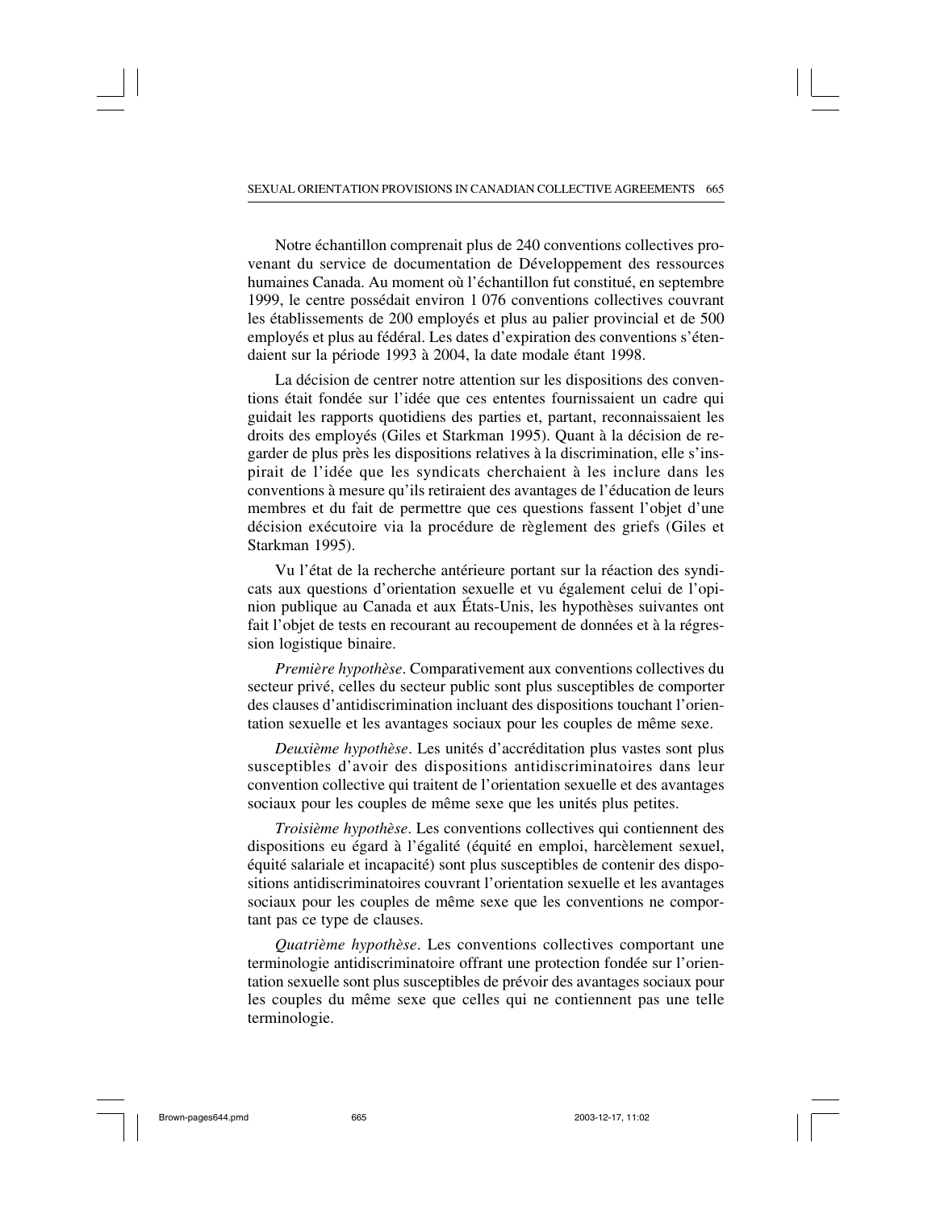Notre échantillon comprenait plus de 240 conventions collectives provenant du service de documentation de Développement des ressources humaines Canada. Au moment où l'échantillon fut constitué, en septembre 1999, le centre possédait environ 1 076 conventions collectives couvrant les établissements de 200 employés et plus au palier provincial et de 500 employés et plus au fédéral. Les dates d'expiration des conventions s'étendaient sur la période 1993 à 2004, la date modale étant 1998.

La décision de centrer notre attention sur les dispositions des conventions était fondée sur l'idée que ces ententes fournissaient un cadre qui guidait les rapports quotidiens des parties et, partant, reconnaissaient les droits des employés (Giles et Starkman 1995). Quant à la décision de regarder de plus près les dispositions relatives à la discrimination, elle s'inspirait de l'idée que les syndicats cherchaient à les inclure dans les conventions à mesure qu'ils retiraient des avantages de l'éducation de leurs membres et du fait de permettre que ces questions fassent l'objet d'une décision exécutoire via la procédure de règlement des griefs (Giles et Starkman 1995).

Vu l'état de la recherche antérieure portant sur la réaction des syndicats aux questions d'orientation sexuelle et vu également celui de l'opinion publique au Canada et aux États-Unis, les hypothèses suivantes ont fait l'objet de tests en recourant au recoupement de données et à la régression logistique binaire.

*Première hypothèse*. Comparativement aux conventions collectives du secteur privé, celles du secteur public sont plus susceptibles de comporter des clauses d'antidiscrimination incluant des dispositions touchant l'orientation sexuelle et les avantages sociaux pour les couples de même sexe.

*Deuxième hypothèse*. Les unités d'accréditation plus vastes sont plus susceptibles d'avoir des dispositions antidiscriminatoires dans leur convention collective qui traitent de l'orientation sexuelle et des avantages sociaux pour les couples de même sexe que les unités plus petites.

*Troisième hypothèse*. Les conventions collectives qui contiennent des dispositions eu égard à l'égalité (équité en emploi, harcèlement sexuel, équité salariale et incapacité) sont plus susceptibles de contenir des dispositions antidiscriminatoires couvrant l'orientation sexuelle et les avantages sociaux pour les couples de même sexe que les conventions ne comportant pas ce type de clauses.

*Quatrième hypothèse*. Les conventions collectives comportant une terminologie antidiscriminatoire offrant une protection fondée sur l'orientation sexuelle sont plus susceptibles de prévoir des avantages sociaux pour les couples du même sexe que celles qui ne contiennent pas une telle terminologie.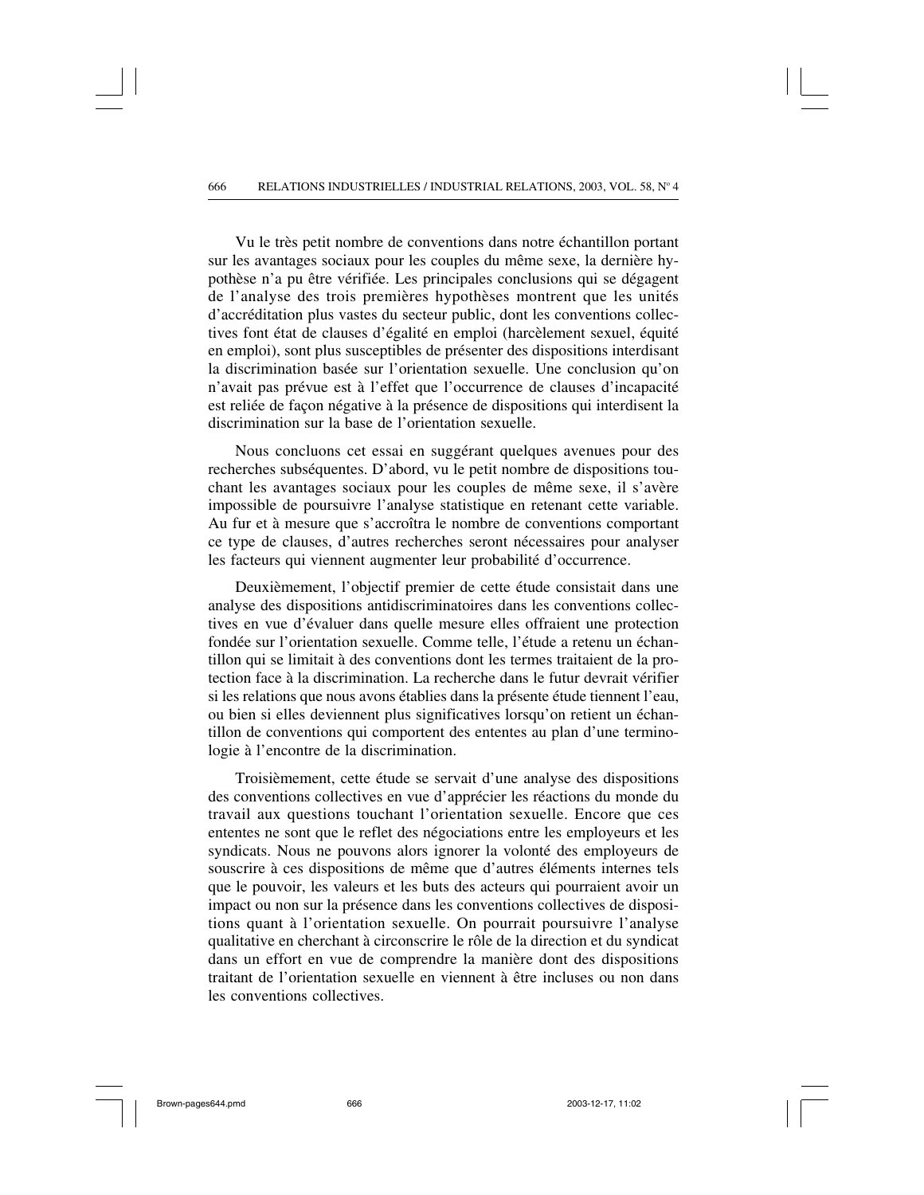Vu le très petit nombre de conventions dans notre échantillon portant sur les avantages sociaux pour les couples du même sexe, la dernière hypothèse n'a pu être vérifiée. Les principales conclusions qui se dégagent de l'analyse des trois premières hypothèses montrent que les unités d'accréditation plus vastes du secteur public, dont les conventions collectives font état de clauses d'égalité en emploi (harcèlement sexuel, équité en emploi), sont plus susceptibles de présenter des dispositions interdisant la discrimination basée sur l'orientation sexuelle. Une conclusion qu'on n'avait pas prévue est à l'effet que l'occurrence de clauses d'incapacité est reliée de façon négative à la présence de dispositions qui interdisent la discrimination sur la base de l'orientation sexuelle.

Nous concluons cet essai en suggérant quelques avenues pour des recherches subséquentes. D'abord, vu le petit nombre de dispositions touchant les avantages sociaux pour les couples de même sexe, il s'avère impossible de poursuivre l'analyse statistique en retenant cette variable. Au fur et à mesure que s'accroîtra le nombre de conventions comportant ce type de clauses, d'autres recherches seront nécessaires pour analyser les facteurs qui viennent augmenter leur probabilité d'occurrence.

Deuxièmement, l'objectif premier de cette étude consistait dans une analyse des dispositions antidiscriminatoires dans les conventions collectives en vue d'évaluer dans quelle mesure elles offraient une protection fondée sur l'orientation sexuelle. Comme telle, l'étude a retenu un échantillon qui se limitait à des conventions dont les termes traitaient de la protection face à la discrimination. La recherche dans le futur devrait vérifier si les relations que nous avons établies dans la présente étude tiennent l'eau, ou bien si elles deviennent plus significatives lorsqu'on retient un échantillon de conventions qui comportent des ententes au plan d'une terminologie à l'encontre de la discrimination.

Troisièmement, cette étude se servait d'une analyse des dispositions des conventions collectives en vue d'apprécier les réactions du monde du travail aux questions touchant l'orientation sexuelle. Encore que ces ententes ne sont que le reflet des négociations entre les employeurs et les syndicats. Nous ne pouvons alors ignorer la volonté des employeurs de souscrire à ces dispositions de même que d'autres éléments internes tels que le pouvoir, les valeurs et les buts des acteurs qui pourraient avoir un impact ou non sur la présence dans les conventions collectives de dispositions quant à l'orientation sexuelle. On pourrait poursuivre l'analyse qualitative en cherchant à circonscrire le rôle de la direction et du syndicat dans un effort en vue de comprendre la manière dont des dispositions traitant de l'orientation sexuelle en viennent à être incluses ou non dans les conventions collectives.